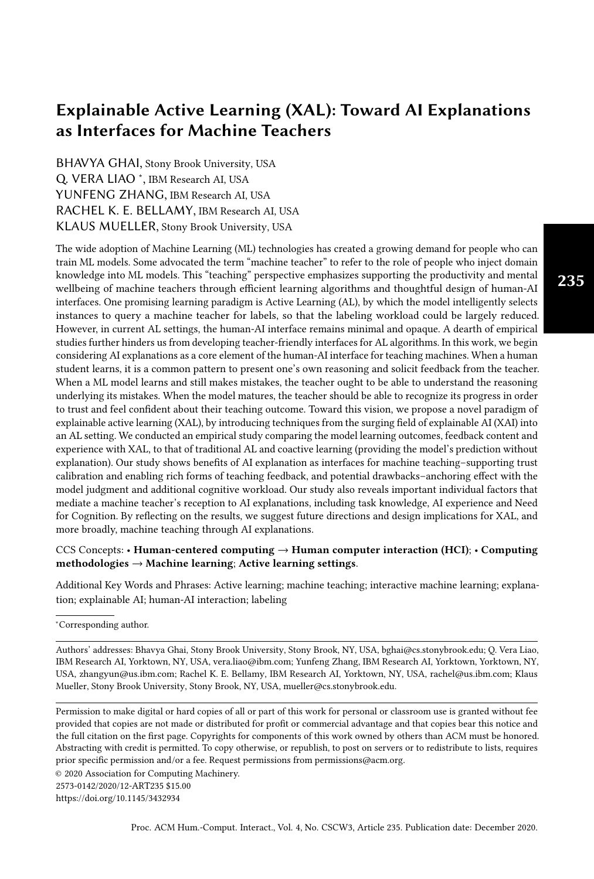# Explainable Active Learning (XAL): Toward AI Explanations as Interfaces for Machine Teachers

BHAVYA GHAI, Stony Brook University, USA
Q. VERA LIAO *, IBM Research AI, USA
YUNFENG ZHANG, IBM Research AI, USA
RACHEL K. E. BELLAMY, IBM Research AI, USA
KLAUS MUELLER, Stony Brook University, USA

The wide adoption of Machine Learning (ML) technologies has created a growing demand for people who can train ML models. Some advocated the term "machine teacher" to refer to the role of people who inject domain knowledge into ML models. This "teaching" perspective emphasizes supporting the productivity and mental wellbeing of machine teachers through efficient learning algorithms and thoughtful design of human-AI interfaces. One promising learning paradigm is Active Learning (AL), by which the model intelligently selects instances to query a machine teacher for labels, so that the labeling workload could be largely reduced. However, in current AL settings, the human-AI interface remains minimal and opaque. A dearth of empirical studies further hinders us from developing teacher-friendly interfaces for AL algorithms. In this work, we begin considering AI explanations as a core element of the human-AI interface for teaching machines. When a human student learns, it is a common pattern to present one's own reasoning and solicit feedback from the teacher. When a ML model learns and still makes mistakes, the teacher ought to be able to understand the reasoning underlying its mistakes. When the model matures, the teacher should be able to recognize its progress in order to trust and feel confident about their teaching outcome. Toward this vision, we propose a novel paradigm of explainable active learning (XAL), by introducing techniques from the surging field of explainable AI (XAI) into an AL setting. We conducted an empirical study comparing the model learning outcomes, feedback content and experience with XAL, to that of traditional AL and coactive learning (providing the model's prediction without explanation). Our study shows benefits of AI explanation as interfaces for machine teaching–supporting trust calibration and enabling rich forms of teaching feedback, and potential drawbacks–anchoring effect with the model judgment and additional cognitive workload. Our study also reveals important individual factors that mediate a machine teacher's reception to AI explanations, including task knowledge, AI experience and Need for Cognition. By reflecting on the results, we suggest future directions and design implications for XAL, and more broadly, machine teaching through AI explanations.

CCS Concepts: • **Human-centered computing → Human computer interaction (HCI)**; • **Computing methodologies → Machine learning**; **Active learning settings**.

Additional Key Words and Phrases: Active learning; machine teaching; interactive machine learning; explanation; explainable AI; human-AI interaction; labeling

*Corresponding author.

Authors' addresses: Bhavya Ghai, Stony Brook University, Stony Brook, NY, USA, bghai@cs.stonybrook.edu; Q. Vera Liao, IBM Research AI, Yorktown, NY, USA, vera.liao@ibm.com; Yunfeng Zhang, IBM Research AI, Yorktown, Yorktown, NY, USA, zhangyun@us.ibm.com; Rachel K. E. Bellamy, IBM Research AI, Yorktown, NY, USA, rachel@us.ibm.com; Klaus Mueller, Stony Brook University, Stony Brook, NY, USA, mueller@cs.stonybrook.edu.

Permission to make digital or hard copies of all or part of this work for personal or classroom use is granted without fee provided that copies are not made or distributed for profit or commercial advantage and that copies bear this notice and the full citation on the first page. Copyrights for components of this work owned by others than ACM must be honored. Abstracting with credit is permitted. To copy otherwise, or republish, to post on servers or to redistribute to lists, requires prior specific permission and/or a fee. Request permissions from permissions@acm.org.

© 2020 Association for Computing Machinery.
2573-0142/2020/12-ART235 $15.00
https://doi.org/10.1145/3432934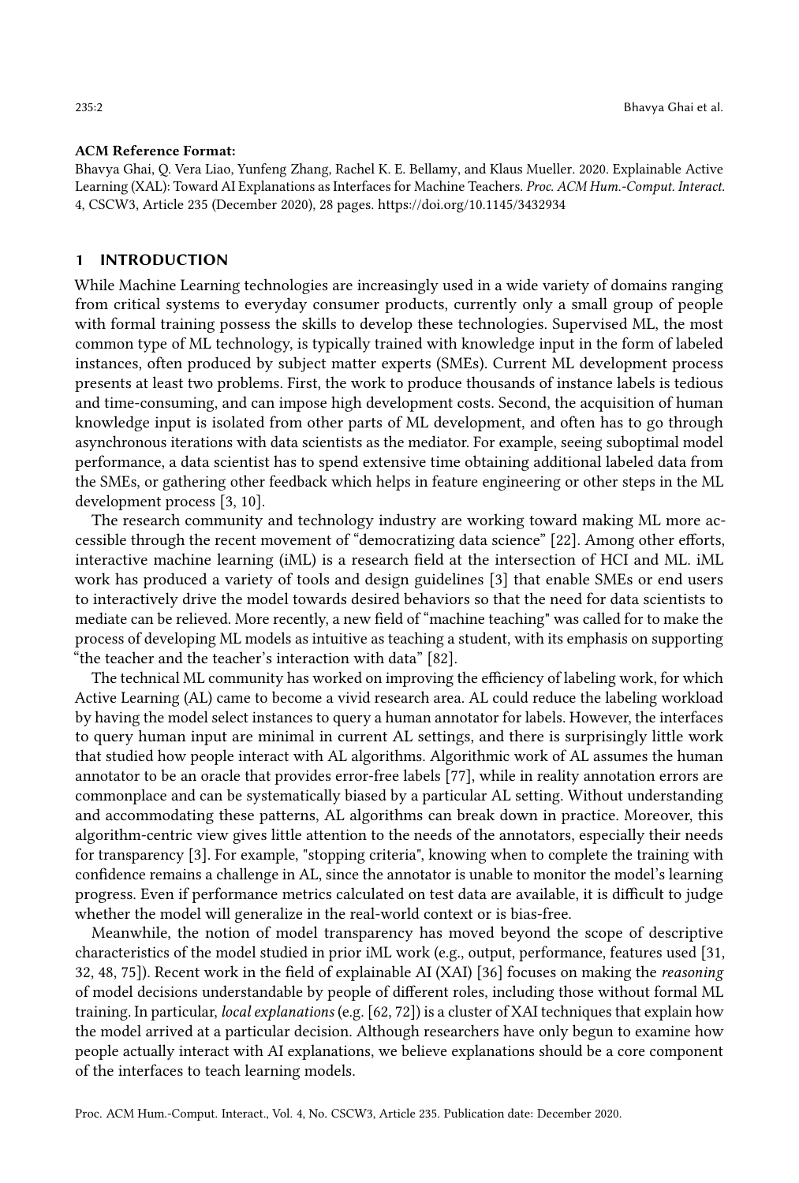**ACM Reference Format:**

Bhavya Ghai, Q. Vera Liao, Yunfeng Zhang, Rachel K. E. Bellamy, and Klaus Mueller. 2020. Explainable Active Learning (XAL): Toward AI Explanations as Interfaces for Machine Teachers. *Proc. ACM Hum.-Comput. Interact.* 4, CSCW3, Article 235 (December 2020), 28 pages. https://doi.org/10.1145/3432934

## 1 INTRODUCTION

While Machine Learning technologies are increasingly used in a wide variety of domains ranging from critical systems to everyday consumer products, currently only a small group of people with formal training possess the skills to develop these technologies. Supervised ML, the most common type of ML technology, is typically trained with knowledge input in the form of labeled instances, often produced by subject matter experts (SMEs). Current ML development process presents at least two problems. First, the work to produce thousands of instance labels is tedious and time-consuming, and can impose high development costs. Second, the acquisition of human knowledge input is isolated from other parts of ML development, and often has to go through asynchronous iterations with data scientists as the mediator. For example, seeing suboptimal model performance, a data scientist has to spend extensive time obtaining additional labeled data from the SMEs, or gathering other feedback which helps in feature engineering or other steps in the ML development process [3, 10].

The research community and technology industry are working toward making ML more accessible through the recent movement of "democratizing data science" [22]. Among other efforts, interactive machine learning (iML) is a research field at the intersection of HCI and ML. iML work has produced a variety of tools and design guidelines [3] that enable SMEs or end users to interactively drive the model towards desired behaviors so that the need for data scientists to mediate can be relieved. More recently, a new field of "machine teaching" was called for to make the process of developing ML models as intuitive as teaching a student, with its emphasis on supporting "the teacher and the teacher's interaction with data" [82].

The technical ML community has worked on improving the efficiency of labeling work, for which Active Learning (AL) came to become a vivid research area. AL could reduce the labeling workload by having the model select instances to query a human annotator for labels. However, the interfaces to query human input are minimal in current AL settings, and there is surprisingly little work that studied how people interact with AL algorithms. Algorithmic work of AL assumes the human annotator to be an oracle that provides error-free labels [77], while in reality annotation errors are commonplace and can be systematically biased by a particular AL setting. Without understanding and accommodating these patterns, AL algorithms can break down in practice. Moreover, this algorithm-centric view gives little attention to the needs of the annotators, especially their needs for transparency [3]. For example, "stopping criteria", knowing when to complete the training with confidence remains a challenge in AL, since the annotator is unable to monitor the model's learning progress. Even if performance metrics calculated on test data are available, it is difficult to judge whether the model will generalize in the real-world context or is bias-free.

Meanwhile, the notion of model transparency has moved beyond the scope of descriptive characteristics of the model studied in prior iML work (e.g., output, performance, features used [31, 32, 48, 75]). Recent work in the field of explainable AI (XAI) [36] focuses on making the *reasoning* of model decisions understandable by people of different roles, including those without formal ML training. In particular, *local explanations* (e.g. [62, 72]) is a cluster of XAI techniques that explain how the model arrived at a particular decision. Although researchers have only begun to examine how people actually interact with AI explanations, we believe explanations should be a core component of the interfaces to teach learning models.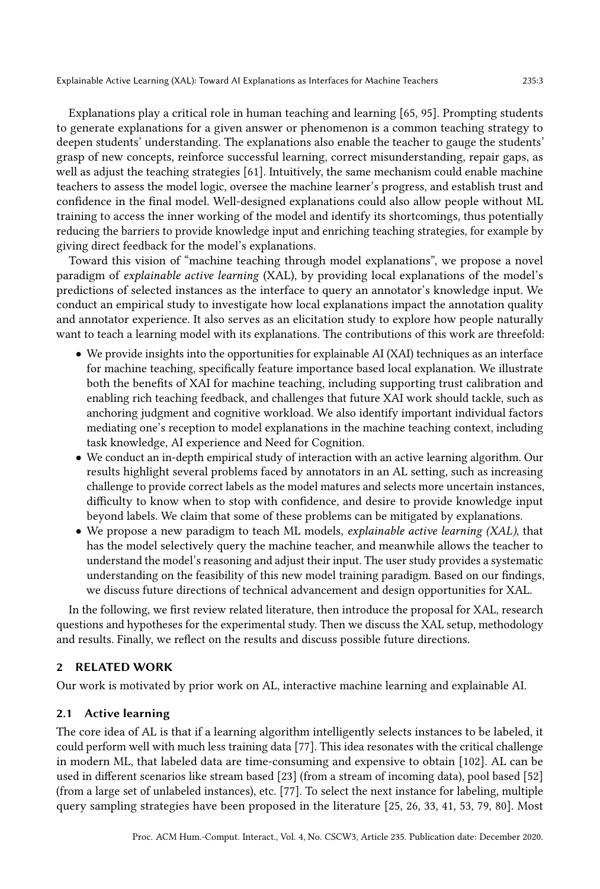Explanations play a critical role in human teaching and learning [65, 95]. Prompting students to generate explanations for a given answer or phenomenon is a common teaching strategy to deepen students' understanding. The explanations also enable the teacher to gauge the students' grasp of new concepts, reinforce successful learning, correct misunderstanding, repair gaps, as well as adjust the teaching strategies [61]. Intuitively, the same mechanism could enable machine teachers to assess the model logic, oversee the machine learner's progress, and establish trust and confidence in the final model. Well-designed explanations could also allow people without ML training to access the inner working of the model and identify its shortcomings, thus potentially reducing the barriers to provide knowledge input and enriching teaching strategies, for example by giving direct feedback for the model's explanations.

Toward this vision of "machine teaching through model explanations", we propose a novel paradigm of *explainable active learning* (XAL), by providing local explanations of the model's predictions of selected instances as the interface to query an annotator's knowledge input. We conduct an empirical study to investigate how local explanations impact the annotation quality and annotator experience. It also serves as an elicitation study to explore how people naturally want to teach a learning model with its explanations. The contributions of this work are threefold:

- We provide insights into the opportunities for explainable AI (XAI) techniques as an interface for machine teaching, specifically feature importance based local explanation. We illustrate both the benefits of XAI for machine teaching, including supporting trust calibration and enabling rich teaching feedback, and challenges that future XAI work should tackle, such as anchoring judgment and cognitive workload. We also identify important individual factors mediating one's reception to model explanations in the machine teaching context, including task knowledge, AI experience and Need for Cognition.
- We conduct an in-depth empirical study of interaction with an active learning algorithm. Our results highlight several problems faced by annotators in an AL setting, such as increasing challenge to provide correct labels as the model matures and selects more uncertain instances, difficulty to know when to stop with confidence, and desire to provide knowledge input beyond labels. We claim that some of these problems can be mitigated by explanations.
- We propose a new paradigm to teach ML models, *explainable active learning (XAL)*, that has the model selectively query the machine teacher, and meanwhile allows the teacher to understand the model's reasoning and adjust their input. The user study provides a systematic understanding on the feasibility of this new model training paradigm. Based on our findings, we discuss future directions of technical advancement and design opportunities for XAL.

In the following, we first review related literature, then introduce the proposal for XAL, research questions and hypotheses for the experimental study. Then we discuss the XAL setup, methodology and results. Finally, we reflect on the results and discuss possible future directions.

## 2 RELATED WORK

Our work is motivated by prior work on AL, interactive machine learning and explainable AI.

### 2.1 Active learning

The core idea of AL is that if a learning algorithm intelligently selects instances to be labeled, it could perform well with much less training data [77]. This idea resonates with the critical challenge in modern ML, that labeled data are time-consuming and expensive to obtain [102]. AL can be used in different scenarios like stream based [23] (from a stream of incoming data), pool based [52] (from a large set of unlabeled instances), etc. [77]. To select the next instance for labeling, multiple query sampling strategies have been proposed in the literature [25, 26, 33, 41, 53, 79, 80]. Most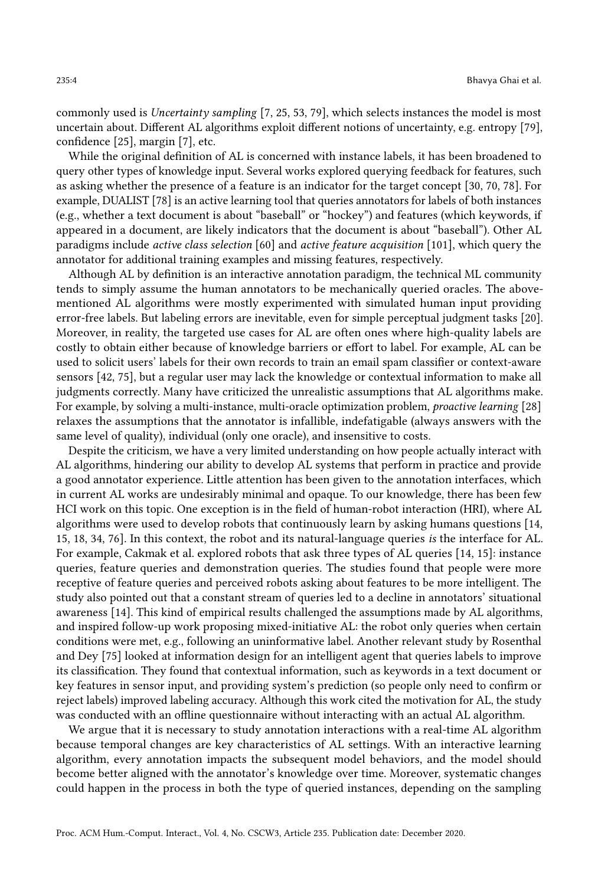commonly used is *Uncertainty sampling* [7, 25, 53, 79], which selects instances the model is most uncertain about. Different AL algorithms exploit different notions of uncertainty, e.g. entropy [79], confidence [25], margin [7], etc.

While the original definition of AL is concerned with instance labels, it has been broadened to query other types of knowledge input. Several works explored querying feedback for features, such as asking whether the presence of a feature is an indicator for the target concept [30, 70, 78]. For example, DUALIST [78] is an active learning tool that queries annotators for labels of both instances (e.g., whether a text document is about "baseball" or "hockey") and features (which keywords, if appeared in a document, are likely indicators that the document is about "baseball"). Other AL paradigms include *active class selection* [60] and *active feature acquisition* [101], which query the annotator for additional training examples and missing features, respectively.

Although AL by definition is an interactive annotation paradigm, the technical ML community tends to simply assume the human annotators to be mechanically queried oracles. The above-mentioned AL algorithms were mostly experimented with simulated human input providing error-free labels. But labeling errors are inevitable, even for simple perceptual judgment tasks [20]. Moreover, in reality, the targeted use cases for AL are often ones where high-quality labels are costly to obtain either because of knowledge barriers or effort to label. For example, AL can be used to solicit users' labels for their own records to train an email spam classifier or context-aware sensors [42, 75], but a regular user may lack the knowledge or contextual information to make all judgments correctly. Many have criticized the unrealistic assumptions that AL algorithms make. For example, by solving a multi-instance, multi-oracle optimization problem, *proactive learning* [28] relaxes the assumptions that the annotator is infallible, indefatigable (always answers with the same level of quality), individual (only one oracle), and insensitive to costs.

Despite the criticism, we have a very limited understanding on how people actually interact with AL algorithms, hindering our ability to develop AL systems that perform in practice and provide a good annotator experience. Little attention has been given to the annotation interfaces, which in current AL works are undesirably minimal and opaque. To our knowledge, there has been few HCI work on this topic. One exception is in the field of human-robot interaction (HRI), where AL algorithms were used to develop robots that continuously learn by asking humans questions [14, 15, 18, 34, 76]. In this context, the robot and its natural-language queries *is* the interface for AL. For example, Cakmak et al. explored robots that ask three types of AL queries [14, 15]: instance queries, feature queries and demonstration queries. The studies found that people were more receptive of feature queries and perceived robots asking about features to be more intelligent. The study also pointed out that a constant stream of queries led to a decline in annotators' situational awareness [14]. This kind of empirical results challenged the assumptions made by AL algorithms, and inspired follow-up work proposing mixed-initiative AL: the robot only queries when certain conditions were met, e.g., following an uninformative label. Another relevant study by Rosenthal and Dey [75] looked at information design for an intelligent agent that queries labels to improve its classification. They found that contextual information, such as keywords in a text document or key features in sensor input, and providing system's prediction (so people only need to confirm or reject labels) improved labeling accuracy. Although this work cited the motivation for AL, the study was conducted with an offline questionnaire without interacting with an actual AL algorithm.

We argue that it is necessary to study annotation interactions with a real-time AL algorithm because temporal changes are key characteristics of AL settings. With an interactive learning algorithm, every annotation impacts the subsequent model behaviors, and the model should become better aligned with the annotator's knowledge over time. Moreover, systematic changes could happen in the process in both the type of queried instances, depending on the sampling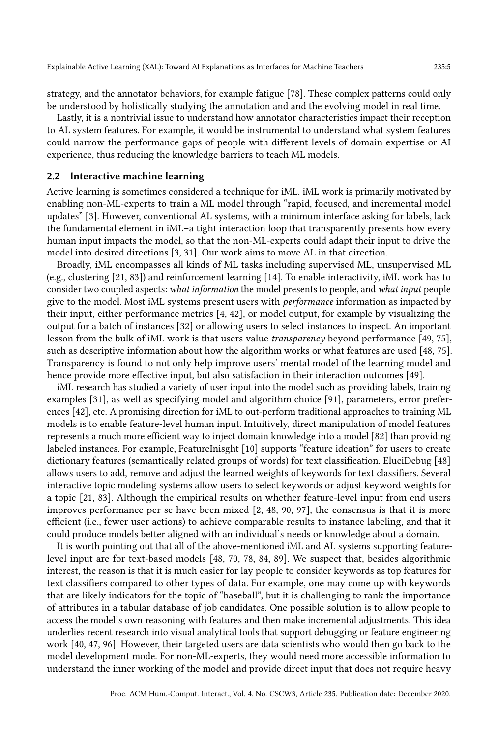strategy, and the annotator behaviors, for example fatigue [78]. These complex patterns could only be understood by holistically studying the annotation and and the evolving model in real time.

Lastly, it is a nontrivial issue to understand how annotator characteristics impact their reception to AL system features. For example, it would be instrumental to understand what system features could narrow the performance gaps of people with different levels of domain expertise or AI experience, thus reducing the knowledge barriers to teach ML models.

### 2.2 Interactive machine learning

Active learning is sometimes considered a technique for iML. iML work is primarily motivated by enabling non-ML-experts to train a ML model through "rapid, focused, and incremental model updates" [3]. However, conventional AL systems, with a minimum interface asking for labels, lack the fundamental element in iML–a tight interaction loop that transparently presents how every human input impacts the model, so that the non-ML-experts could adapt their input to drive the model into desired directions [3, 31]. Our work aims to move AL in that direction.

Broadly, iML encompasses all kinds of ML tasks including supervised ML, unsupervised ML (e.g., clustering [21, 83]) and reinforcement learning [14]. To enable interactivity, iML work has to consider two coupled aspects: *what information* the model presents to people, and *what input* people give to the model. Most iML systems present users with *performance* information as impacted by their input, either performance metrics [4, 42], or model output, for example by visualizing the output for a batch of instances [32] or allowing users to select instances to inspect. An important lesson from the bulk of iML work is that users value *transparency* beyond performance [49, 75], such as descriptive information about how the algorithm works or what features are used [48, 75]. Transparency is found to not only help improve users' mental model of the learning model and hence provide more effective input, but also satisfaction in their interaction outcomes [49].

iML research has studied a variety of user input into the model such as providing labels, training examples [31], as well as specifying model and algorithm choice [91], parameters, error preferences [42], etc. A promising direction for iML to out-perform traditional approaches to training ML models is to enable feature-level human input. Intuitively, direct manipulation of model features represents a much more efficient way to inject domain knowledge into a model [82] than providing labeled instances. For example, FeatureInisght [10] supports "feature ideation" for users to create dictionary features (semantically related groups of words) for text classification. EluciDebug [48] allows users to add, remove and adjust the learned weights of keywords for text classifiers. Several interactive topic modeling systems allow users to select keywords or adjust keyword weights for a topic [21, 83]. Although the empirical results on whether feature-level input from end users improves performance per se have been mixed [2, 48, 90, 97], the consensus is that it is more efficient (i.e., fewer user actions) to achieve comparable results to instance labeling, and that it could produce models better aligned with an individual's needs or knowledge about a domain.

It is worth pointing out that all of the above-mentioned iML and AL systems supporting feature-level input are for text-based models [48, 70, 78, 84, 89]. We suspect that, besides algorithmic interest, the reason is that it is much easier for lay people to consider keywords as top features for text classifiers compared to other types of data. For example, one may come up with keywords that are likely indicators for the topic of "baseball", but it is challenging to rank the importance of attributes in a tabular database of job candidates. One possible solution is to allow people to access the model's own reasoning with features and then make incremental adjustments. This idea underlies recent research into visual analytical tools that support debugging or feature engineering work [40, 47, 96]. However, their targeted users are data scientists who would then go back to the model development mode. For non-ML-experts, they would need more accessible information to understand the inner working of the model and provide direct input that does not require heavy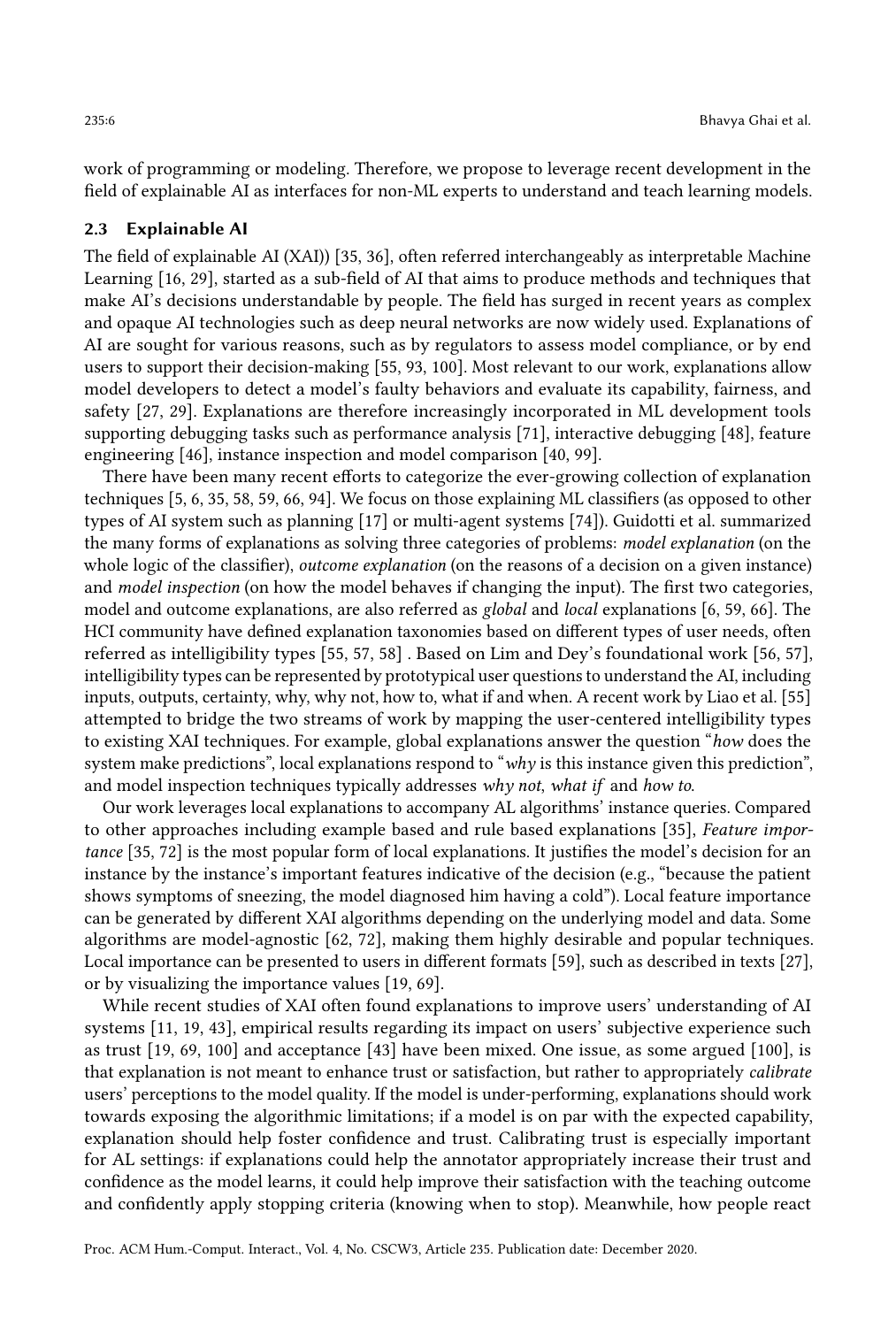work of programming or modeling. Therefore, we propose to leverage recent development in the field of explainable AI as interfaces for non-ML experts to understand and teach learning models.

### 2.3 Explainable AI

The field of explainable AI (XAI)) [35, 36], often referred interchangeably as interpretable Machine Learning [16, 29], started as a sub-field of AI that aims to produce methods and techniques that make AI's decisions understandable by people. The field has surged in recent years as complex and opaque AI technologies such as deep neural networks are now widely used. Explanations of AI are sought for various reasons, such as by regulators to assess model compliance, or by end users to support their decision-making [55, 93, 100]. Most relevant to our work, explanations allow model developers to detect a model's faulty behaviors and evaluate its capability, fairness, and safety [27, 29]. Explanations are therefore increasingly incorporated in ML development tools supporting debugging tasks such as performance analysis [71], interactive debugging [48], feature engineering [46], instance inspection and model comparison [40, 99].

There have been many recent efforts to categorize the ever-growing collection of explanation techniques [5, 6, 35, 58, 59, 66, 94]. We focus on those explaining ML classifiers (as opposed to other types of AI system such as planning [17] or multi-agent systems [74]). Guidotti et al. summarized the many forms of explanations as solving three categories of problems: *model explanation* (on the whole logic of the classifier), *outcome explanation* (on the reasons of a decision on a given instance) and *model inspection* (on how the model behaves if changing the input). The first two categories, model and outcome explanations, are also referred as *global* and *local* explanations [6, 59, 66]. The HCI community have defined explanation taxonomies based on different types of user needs, often referred as intelligibility types [55, 57, 58] . Based on Lim and Dey's foundational work [56, 57], intelligibility types can be represented by prototypical user questions to understand the AI, including inputs, outputs, certainty, why, why not, how to, what if and when. A recent work by Liao et al. [55] attempted to bridge the two streams of work by mapping the user-centered intelligibility types to existing XAI techniques. For example, global explanations answer the question "*how* does the system make predictions", local explanations respond to "*why* is this instance given this prediction", and model inspection techniques typically addresses *why not*, *what if* and *how to*.

Our work leverages local explanations to accompany AL algorithms' instance queries. Compared to other approaches including example based and rule based explanations [35], *Feature importance* [35, 72] is the most popular form of local explanations. It justifies the model's decision for an instance by the instance's important features indicative of the decision (e.g., "because the patient shows symptoms of sneezing, the model diagnosed him having a cold"). Local feature importance can be generated by different XAI algorithms depending on the underlying model and data. Some algorithms are model-agnostic [62, 72], making them highly desirable and popular techniques. Local importance can be presented to users in different formats [59], such as described in texts [27], or by visualizing the importance values [19, 69].

While recent studies of XAI often found explanations to improve users' understanding of AI systems [11, 19, 43], empirical results regarding its impact on users' subjective experience such as trust [19, 69, 100] and acceptance [43] have been mixed. One issue, as some argued [100], is that explanation is not meant to enhance trust or satisfaction, but rather to appropriately *calibrate* users' perceptions to the model quality. If the model is under-performing, explanations should work towards exposing the algorithmic limitations; if a model is on par with the expected capability, explanation should help foster confidence and trust. Calibrating trust is especially important for AL settings: if explanations could help the annotator appropriately increase their trust and confidence as the model learns, it could help improve their satisfaction with the teaching outcome and confidently apply stopping criteria (knowing when to stop). Meanwhile, how people react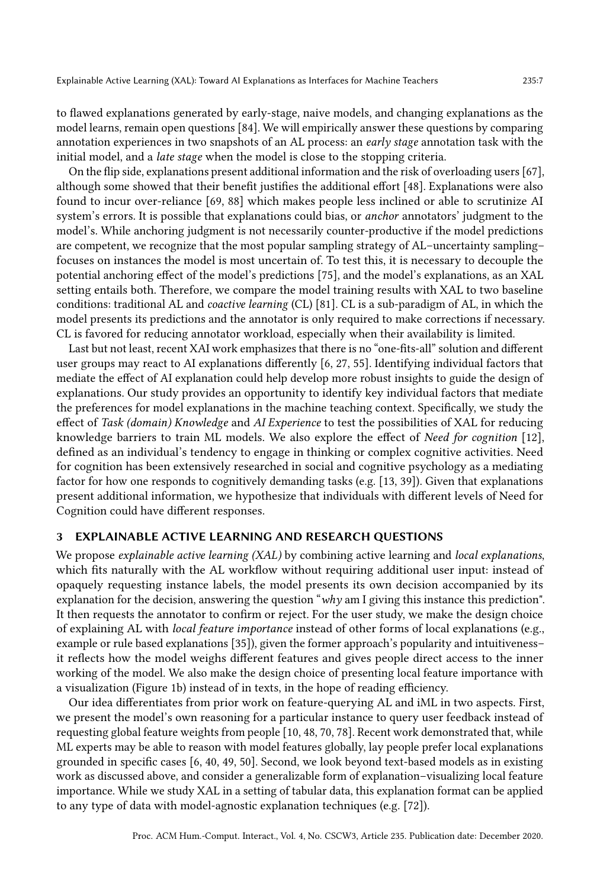to flawed explanations generated by early-stage, naive models, and changing explanations as the model learns, remain open questions [84]. We will empirically answer these questions by comparing annotation experiences in two snapshots of an AL process: an *early stage* annotation task with the initial model, and a *late stage* when the model is close to the stopping criteria.

On the flip side, explanations present additional information and the risk of overloading users [67], although some showed that their benefit justifies the additional effort [48]. Explanations were also found to incur over-reliance [69, 88] which makes people less inclined or able to scrutinize AI system's errors. It is possible that explanations could bias, or *anchor* annotators' judgment to the model's. While anchoring judgment is not necessarily counter-productive if the model predictions are competent, we recognize that the most popular sampling strategy of AL–uncertainty sampling–focuses on instances the model is most uncertain of. To test this, it is necessary to decouple the potential anchoring effect of the model's predictions [75], and the model's explanations, as an XAL setting entails both. Therefore, we compare the model training results with XAL to two baseline conditions: traditional AL and *coactive learning* (CL) [81]. CL is a sub-paradigm of AL, in which the model presents its predictions and the annotator is only required to make corrections if necessary. CL is favored for reducing annotator workload, especially when their availability is limited.

Last but not least, recent XAI work emphasizes that there is no "one-fits-all" solution and different user groups may react to AI explanations differently [6, 27, 55]. Identifying individual factors that mediate the effect of AI explanation could help develop more robust insights to guide the design of explanations. Our study provides an opportunity to identify key individual factors that mediate the preferences for model explanations in the machine teaching context. Specifically, we study the effect of *Task (domain) Knowledge* and *AI Experience* to test the possibilities of XAL for reducing knowledge barriers to train ML models. We also explore the effect of *Need for cognition* [12], defined as an individual's tendency to engage in thinking or complex cognitive activities. Need for cognition has been extensively researched in social and cognitive psychology as a mediating factor for how one responds to cognitively demanding tasks (e.g. [13, 39]). Given that explanations present additional information, we hypothesize that individuals with different levels of Need for Cognition could have different responses.

## 3 EXPLAINABLE ACTIVE LEARNING AND RESEARCH QUESTIONS

We propose *explainable active learning (XAL)* by combining active learning and *local explanations*, which fits naturally with the AL workflow without requiring additional user input: instead of opaquely requesting instance labels, the model presents its own decision accompanied by its explanation for the decision, answering the question "*why* am I giving this instance this prediction". It then requests the annotator to confirm or reject. For the user study, we make the design choice of explaining AL with *local feature importance* instead of other forms of local explanations (e.g., example or rule based explanations [35]), given the former approach's popularity and intuitiveness–it reflects how the model weighs different features and gives people direct access to the inner working of the model. We also make the design choice of presenting local feature importance with a visualization (Figure 1b) instead of in texts, in the hope of reading efficiency.

Our idea differentiates from prior work on feature-querying AL and iML in two aspects. First, we present the model's own reasoning for a particular instance to query user feedback instead of requesting global feature weights from people [10, 48, 70, 78]. Recent work demonstrated that, while ML experts may be able to reason with model features globally, lay people prefer local explanations grounded in specific cases [6, 40, 49, 50]. Second, we look beyond text-based models as in existing work as discussed above, and consider a generalizable form of explanation–visualizing local feature importance. While we study XAL in a setting of tabular data, this explanation format can be applied to any type of data with model-agnostic explanation techniques (e.g. [72]).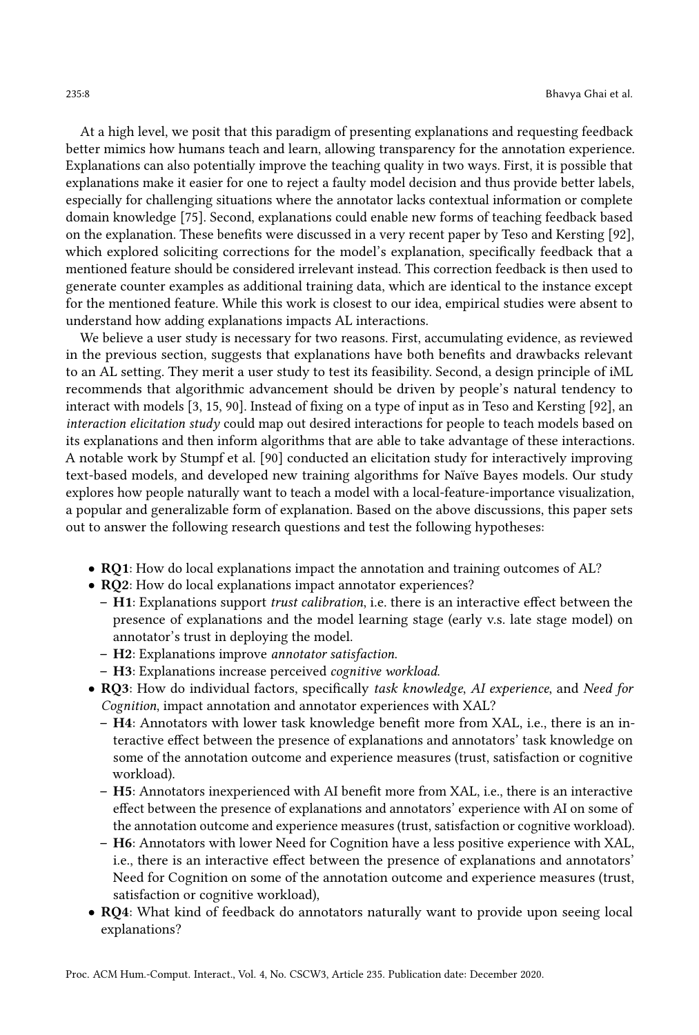At a high level, we posit that this paradigm of presenting explanations and requesting feedback better mimics how humans teach and learn, allowing transparency for the annotation experience. Explanations can also potentially improve the teaching quality in two ways. First, it is possible that explanations make it easier for one to reject a faulty model decision and thus provide better labels, especially for challenging situations where the annotator lacks contextual information or complete domain knowledge [75]. Second, explanations could enable new forms of teaching feedback based on the explanation. These benefits were discussed in a very recent paper by Teso and Kersting [92], which explored soliciting corrections for the model's explanation, specifically feedback that a mentioned feature should be considered irrelevant instead. This correction feedback is then used to generate counter examples as additional training data, which are identical to the instance except for the mentioned feature. While this work is closest to our idea, empirical studies were absent to understand how adding explanations impacts AL interactions.

We believe a user study is necessary for two reasons. First, accumulating evidence, as reviewed in the previous section, suggests that explanations have both benefits and drawbacks relevant to an AL setting. They merit a user study to test its feasibility. Second, a design principle of iML recommends that algorithmic advancement should be driven by people's natural tendency to interact with models [3, 15, 90]. Instead of fixing on a type of input as in Teso and Kersting [92], an *interaction elicitation study* could map out desired interactions for people to teach models based on its explanations and then inform algorithms that are able to take advantage of these interactions. A notable work by Stumpf et al. [90] conducted an elicitation study for interactively improving text-based models, and developed new training algorithms for Naïve Bayes models. Our study explores how people naturally want to teach a model with a local-feature-importance visualization, a popular and generalizable form of explanation. Based on the above discussions, this paper sets out to answer the following research questions and test the following hypotheses:

- **RQ1**: How do local explanations impact the annotation and training outcomes of AL?
- **RQ2**: How do local explanations impact annotator experiences?
  - **H1**: Explanations support *trust calibration*, i.e. there is an interactive effect between the presence of explanations and the model learning stage (early v.s. late stage model) on annotator's trust in deploying the model.
  - **H2**: Explanations improve *annotator satisfaction*.
  - **H3**: Explanations increase perceived *cognitive workload*.
- **RQ3**: How do individual factors, specifically *task knowledge, AI experience*, and *Need for Cognition*, impact annotation and annotator experiences with XAL?
  - **H4**: Annotators with lower task knowledge benefit more from XAL, i.e., there is an interactive effect between the presence of explanations and annotators' task knowledge on some of the annotation outcome and experience measures (trust, satisfaction or cognitive workload).
  - **H5**: Annotators inexperienced with AI benefit more from XAL, i.e., there is an interactive effect between the presence of explanations and annotators' experience with AI on some of the annotation outcome and experience measures (trust, satisfaction or cognitive workload).
  - **H6**: Annotators with lower Need for Cognition have a less positive experience with XAL, i.e., there is an interactive effect between the presence of explanations and annotators' Need for Cognition on some of the annotation outcome and experience measures (trust, satisfaction or cognitive workload),
- **RQ4**: What kind of feedback do annotators naturally want to provide upon seeing local explanations?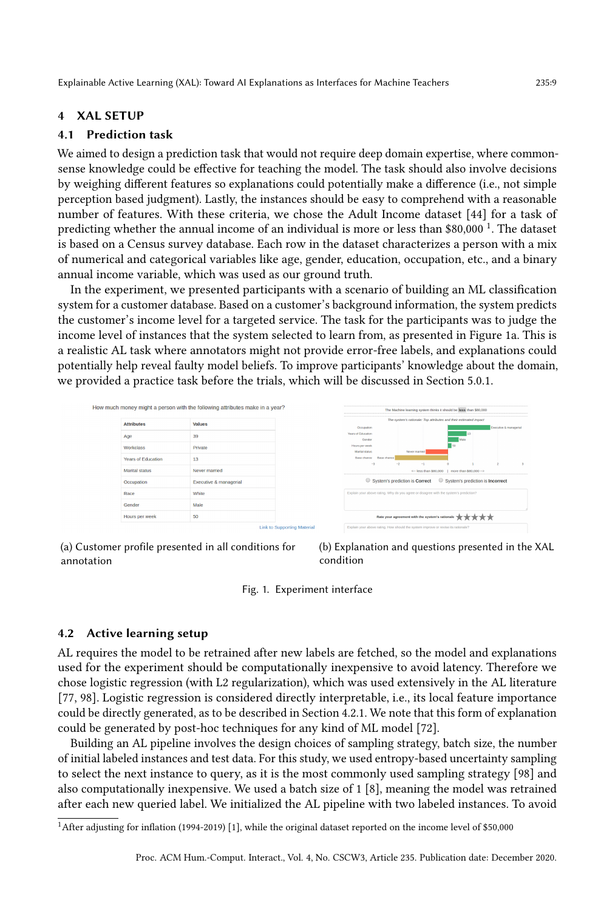## 4 XAL SETUP

### 4.1 Prediction task

We aimed to design a prediction task that would not require deep domain expertise, where common-sense knowledge could be effective for teaching the model. The task should also involve decisions by weighing different features so explanations could potentially make a difference (i.e., not simple perception based judgment). Lastly, the instances should be easy to comprehend with a reasonable number of features. With these criteria, we chose the Adult Income dataset [44] for a task of predicting whether the annual income of an individual is more or less than \$80,000 [1]. The dataset is based on a Census survey database. Each row in the dataset characterizes a person with a mix of numerical and categorical variables like age, gender, education, occupation, etc., and a binary annual income variable, which was used as our ground truth.

In the experiment, we presented participants with a scenario of building an ML classification system for a customer database. Based on a customer's background information, the system predicts the customer's income level for a targeted service. The task for the participants was to judge the income level of instances that the system selected to learn from, as presented in Figure 1a. This is a realistic AL task where annotators might not provide error-free labels, and explanations could potentially help reveal faulty model beliefs. To improve participants' knowledge about the domain, we provided a practice task before the trials, which will be discussed in Section 5.0.1.

How much money might a person with the following attributes make in a year?

| Attributes | Values |
|---|---|
| Age | 39 |
| Workclass | Private |
| Years of Education | 13 |
| Marital status | Never married |
| Occupation | Executive & managerial |
| Race | White |
| Gender | Male |
| Hours per week | 50 |

Link to Supporting Material

(a) Customer profile presented in all conditions for annotation

(b) Explanation and questions presented in the XAL condition

Fig. 1. Experiment interface

### 4.2 Active learning setup

AL requires the model to be retrained after new labels are fetched, so the model and explanations used for the experiment should be computationally inexpensive to avoid latency. Therefore we chose logistic regression (with L2 regularization), which was used extensively in the AL literature [77, 98]. Logistic regression is considered directly interpretable, i.e., its local feature importance could be directly generated, as to be described in Section 4.2.1. We note that this form of explanation could be generated by post-hoc techniques for any kind of ML model [72].

Building an AL pipeline involves the design choices of sampling strategy, batch size, the number of initial labeled instances and test data. For this study, we used entropy-based uncertainty sampling to select the next instance to query, as it is the most commonly used sampling strategy [98] and also computationally inexpensive. We used a batch size of 1 [8], meaning the model was retrained after each new queried label. We initialized the AL pipeline with two labeled instances. To avoid

[1] After adjusting for inflation (1994-2019) [1], while the original dataset reported on the income level of \$50,000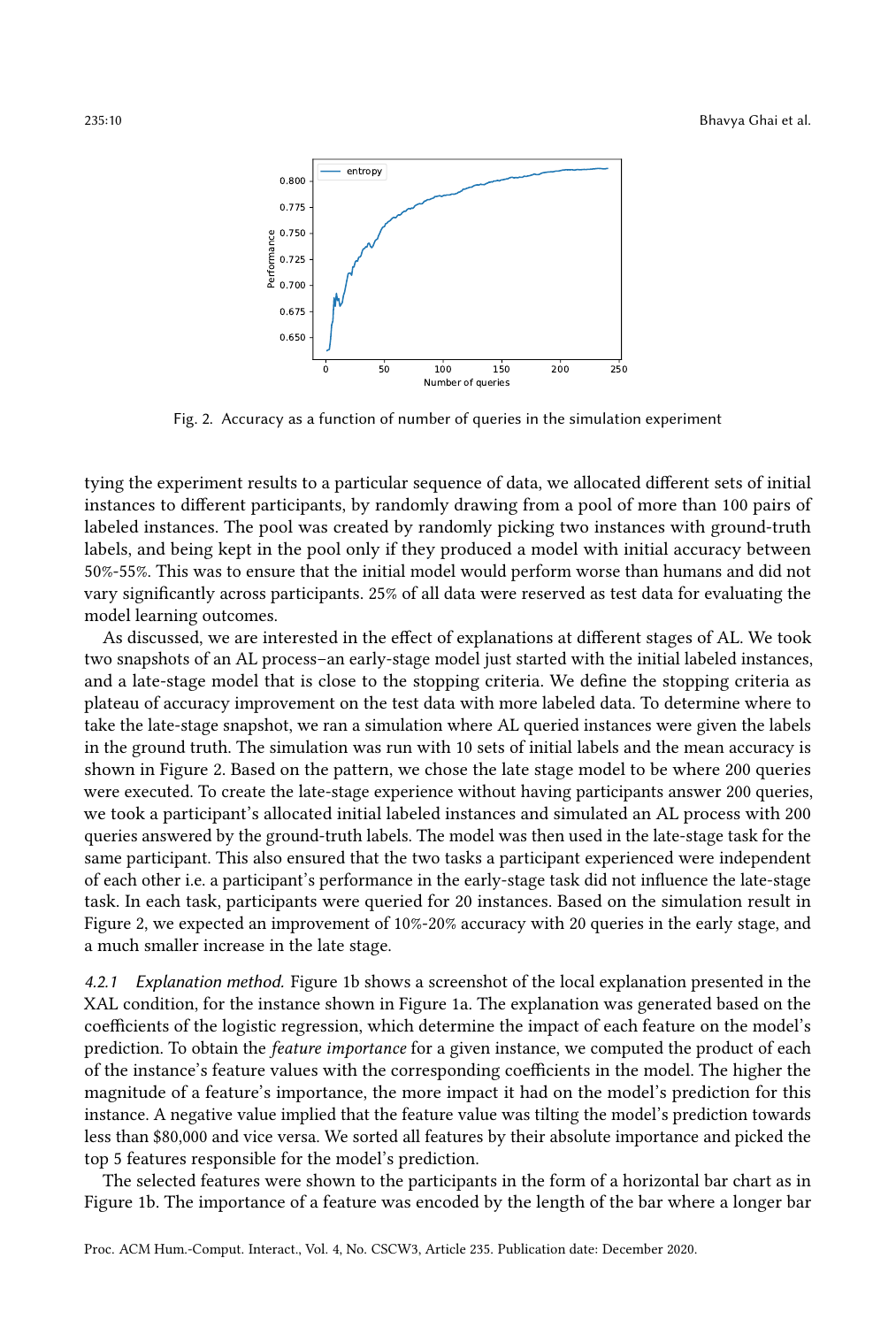Fig. 2. Accuracy as a function of number of queries in the simulation experiment

tying the experiment results to a particular sequence of data, we allocated different sets of initial instances to different participants, by randomly drawing from a pool of more than 100 pairs of labeled instances. The pool was created by randomly picking two instances with ground-truth labels, and being kept in the pool only if they produced a model with initial accuracy between 50%-55%. This was to ensure that the initial model would perform worse than humans and did not vary significantly across participants. 25% of all data were reserved as test data for evaluating the model learning outcomes.

As discussed, we are interested in the effect of explanations at different stages of AL. We took two snapshots of an AL process–an early-stage model just started with the initial labeled instances, and a late-stage model that is close to the stopping criteria. We define the stopping criteria as plateau of accuracy improvement on the test data with more labeled data. To determine where to take the late-stage snapshot, we ran a simulation where AL queried instances were given the labels in the ground truth. The simulation was run with 10 sets of initial labels and the mean accuracy is shown in Figure 2. Based on the pattern, we chose the late stage model to be where 200 queries were executed. To create the late-stage experience without having participants answer 200 queries, we took a participant's allocated initial labeled instances and simulated an AL process with 200 queries answered by the ground-truth labels. The model was then used in the late-stage task for the same participant. This also ensured that the two tasks a participant experienced were independent of each other i.e. a participant's performance in the early-stage task did not influence the late-stage task. In each task, participants were queried for 20 instances. Based on the simulation result in Figure 2, we expected an improvement of 10%-20% accuracy with 20 queries in the early stage, and a much smaller increase in the late stage.

*4.2.1 Explanation method.* Figure 1b shows a screenshot of the local explanation presented in the XAL condition, for the instance shown in Figure 1a. The explanation was generated based on the coefficients of the logistic regression, which determine the impact of each feature on the model's prediction. To obtain the *feature importance* for a given instance, we computed the product of each of the instance's feature values with the corresponding coefficients in the model. The higher the magnitude of a feature's importance, the more impact it had on the model's prediction for this instance. A negative value implied that the feature value was tilting the model's prediction towards less than $80,000 and vice versa. We sorted all features by their absolute importance and picked the top 5 features responsible for the model's prediction.

The selected features were shown to the participants in the form of a horizontal bar chart as in Figure 1b. The importance of a feature was encoded by the length of the bar where a longer bar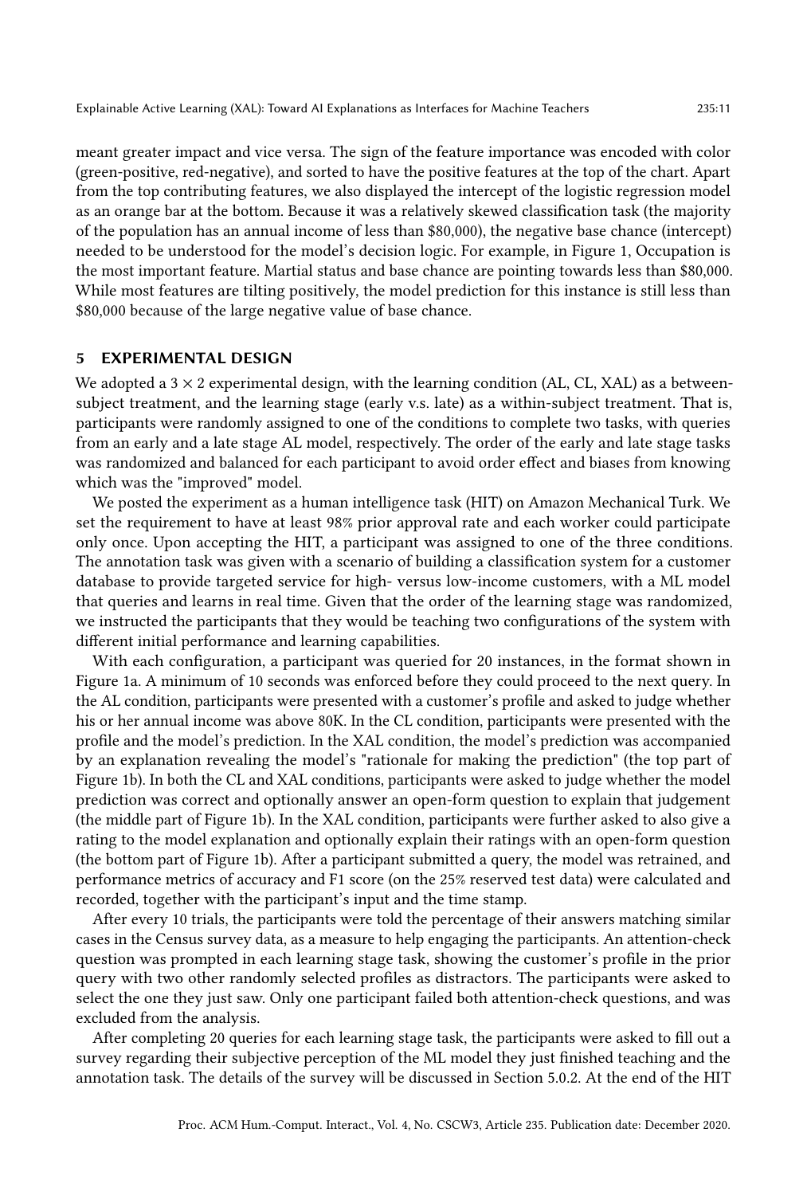meant greater impact and vice versa. The sign of the feature importance was encoded with color (green-positive, red-negative), and sorted to have the positive features at the top of the chart. Apart from the top contributing features, we also displayed the intercept of the logistic regression model as an orange bar at the bottom. Because it was a relatively skewed classification task (the majority of the population has an annual income of less than \$80,000), the negative base chance (intercept) needed to be understood for the model's decision logic. For example, in Figure 1, Occupation is the most important feature. Martial status and base chance are pointing towards less than \$80,000. While most features are tilting positively, the model prediction for this instance is still less than \$80,000 because of the large negative value of base chance.

## 5 EXPERIMENTAL DESIGN

We adopted a $3 \times 2$ experimental design, with the learning condition (AL, CL, XAL) as a between-subject treatment, and the learning stage (early v.s. late) as a within-subject treatment. That is, participants were randomly assigned to one of the conditions to complete two tasks, with queries from an early and a late stage AL model, respectively. The order of the early and late stage tasks was randomized and balanced for each participant to avoid order effect and biases from knowing which was the "improved" model.

We posted the experiment as a human intelligence task (HIT) on Amazon Mechanical Turk. We set the requirement to have at least 98% prior approval rate and each worker could participate only once. Upon accepting the HIT, a participant was assigned to one of the three conditions. The annotation task was given with a scenario of building a classification system for a customer database to provide targeted service for high- versus low-income customers, with a ML model that queries and learns in real time. Given that the order of the learning stage was randomized, we instructed the participants that they would be teaching two configurations of the system with different initial performance and learning capabilities.

With each configuration, a participant was queried for 20 instances, in the format shown in Figure 1a. A minimum of 10 seconds was enforced before they could proceed to the next query. In the AL condition, participants were presented with a customer's profile and asked to judge whether his or her annual income was above 80K. In the CL condition, participants were presented with the profile and the model's prediction. In the XAL condition, the model's prediction was accompanied by an explanation revealing the model's "rationale for making the prediction" (the top part of Figure 1b). In both the CL and XAL conditions, participants were asked to judge whether the model prediction was correct and optionally answer an open-form question to explain that judgement (the middle part of Figure 1b). In the XAL condition, participants were further asked to also give a rating to the model explanation and optionally explain their ratings with an open-form question (the bottom part of Figure 1b). After a participant submitted a query, the model was retrained, and performance metrics of accuracy and F1 score (on the 25% reserved test data) were calculated and recorded, together with the participant's input and the time stamp.

After every 10 trials, the participants were told the percentage of their answers matching similar cases in the Census survey data, as a measure to help engaging the participants. An attention-check question was prompted in each learning stage task, showing the customer's profile in the prior query with two other randomly selected profiles as distractors. The participants were asked to select the one they just saw. Only one participant failed both attention-check questions, and was excluded from the analysis.

After completing 20 queries for each learning stage task, the participants were asked to fill out a survey regarding their subjective perception of the ML model they just finished teaching and the annotation task. The details of the survey will be discussed in Section 5.0.2. At the end of the HIT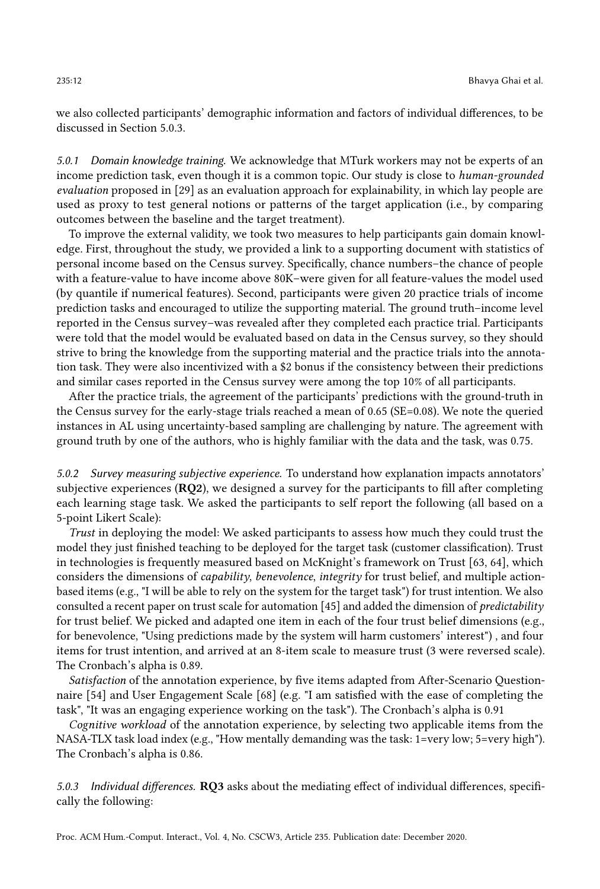we also collected participants' demographic information and factors of individual differences, to be discussed in Section 5.0.3.

*5.0.1 Domain knowledge training.* We acknowledge that MTurk workers may not be experts of an income prediction task, even though it is a common topic. Our study is close to *human-grounded evaluation* proposed in [29] as an evaluation approach for explainability, in which lay people are used as proxy to test general notions or patterns of the target application (i.e., by comparing outcomes between the baseline and the target treatment).

To improve the external validity, we took two measures to help participants gain domain knowledge. First, throughout the study, we provided a link to a supporting document with statistics of personal income based on the Census survey. Specifically, chance numbers–the chance of people with a feature-value to have income above 80K–were given for all feature-values the model used (by quantile if numerical features). Second, participants were given 20 practice trials of income prediction tasks and encouraged to utilize the supporting material. The ground truth–income level reported in the Census survey–was revealed after they completed each practice trial. Participants were told that the model would be evaluated based on data in the Census survey, so they should strive to bring the knowledge from the supporting material and the practice trials into the annotation task. They were also incentivized with a $2 bonus if the consistency between their predictions and similar cases reported in the Census survey were among the top 10% of all participants.

After the practice trials, the agreement of the participants' predictions with the ground-truth in the Census survey for the early-stage trials reached a mean of 0.65 (SE=0.08). We note the queried instances in AL using uncertainty-based sampling are challenging by nature. The agreement with ground truth by one of the authors, who is highly familiar with the data and the task, was 0.75.

*5.0.2 Survey measuring subjective experience.* To understand how explanation impacts annotators' subjective experiences (**RQ2**), we designed a survey for the participants to fill after completing each learning stage task. We asked the participants to self report the following (all based on a 5-point Likert Scale):

*Trust* in deploying the model: We asked participants to assess how much they could trust the model they just finished teaching to be deployed for the target task (customer classification). Trust in technologies is frequently measured based on McKnight's framework on Trust [63, 64], which considers the dimensions of *capability, benevolence, integrity* for trust belief, and multiple action-based items (e.g., "I will be able to rely on the system for the target task") for trust intention. We also consulted a recent paper on trust scale for automation [45] and added the dimension of *predictability* for trust belief. We picked and adapted one item in each of the four trust belief dimensions (e.g., for benevolence, "Using predictions made by the system will harm customers' interest") , and four items for trust intention, and arrived at an 8-item scale to measure trust (3 were reversed scale). The Cronbach's alpha is 0.89.

*Satisfaction* of the annotation experience, by five items adapted from After-Scenario Questionnaire [54] and User Engagement Scale [68] (e.g. "I am satisfied with the ease of completing the task", "It was an engaging experience working on the task"). The Cronbach's alpha is 0.91

*Cognitive workload* of the annotation experience, by selecting two applicable items from the NASA-TLX task load index (e.g., "How mentally demanding was the task: 1=very low; 5=very high"). The Cronbach's alpha is 0.86.

*5.0.3 Individual differences.* **RQ3** asks about the mediating effect of individual differences, specifically the following: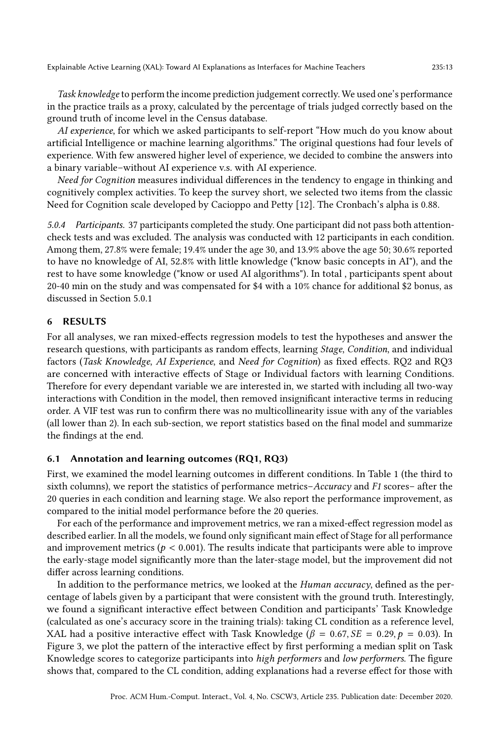*Task knowledge* to perform the income prediction judgement correctly. We used one's performance in the practice trails as a proxy, calculated by the percentage of trials judged correctly based on the ground truth of income level in the Census database.

*AI experience*, for which we asked participants to self-report "How much do you know about artificial Intelligence or machine learning algorithms." The original questions had four levels of experience. With few answered higher level of experience, we decided to combine the answers into a binary variable–without AI experience v.s. with AI experience.

*Need for Cognition* measures individual differences in the tendency to engage in thinking and cognitively complex activities. To keep the survey short, we selected two items from the classic Need for Cognition scale developed by Cacioppo and Petty [12]. The Cronbach's alpha is 0.88.

*5.0.4 Participants.* 37 participants completed the study. One participant did not pass both attention-check tests and was excluded. The analysis was conducted with 12 participants in each condition. Among them, 27.8% were female; 19.4% under the age 30, and 13.9% above the age 50; 30.6% reported to have no knowledge of AI, 52.8% with little knowledge ("know basic concepts in AI"), and the rest to have some knowledge ("know or used AI algorithms"). In total , participants spent about 20-40 min on the study and was compensated for $4 with a 10% chance for additional $2 bonus, as discussed in Section 5.0.1

## 6 RESULTS

For all analyses, we ran mixed-effects regression models to test the hypotheses and answer the research questions, with participants as random effects, learning *Stage*, *Condition*, and individual factors (*Task Knowledge*, *AI Experience*, and *Need for Cognition*) as fixed effects. RQ2 and RQ3 are concerned with interactive effects of Stage or Individual factors with learning Conditions. Therefore for every dependant variable we are interested in, we started with including all two-way interactions with Condition in the model, then removed insignificant interactive terms in reducing order. A VIF test was run to confirm there was no multicollinearity issue with any of the variables (all lower than 2). In each sub-section, we report statistics based on the final model and summarize the findings at the end.

### 6.1 Annotation and learning outcomes (RQ1, RQ3)

First, we examined the model learning outcomes in different conditions. In Table 1 (the third to sixth columns), we report the statistics of performance metrics–*Accuracy* and *F1* scores– after the 20 queries in each condition and learning stage. We also report the performance improvement, as compared to the initial model performance before the 20 queries.

For each of the performance and improvement metrics, we ran a mixed-effect regression model as described earlier. In all the models, we found only significant main effect of Stage for all performance and improvement metrics ($p < 0.001$). The results indicate that participants were able to improve the early-stage model significantly more than the later-stage model, but the improvement did not differ across learning conditions.

In addition to the performance metrics, we looked at the *Human accuracy*, defined as the percentage of labels given by a participant that were consistent with the ground truth. Interestingly, we found a significant interactive effect between Condition and participants' Task Knowledge (calculated as one's accuracy score in the training trials): taking CL condition as a reference level, XAL had a positive interactive effect with Task Knowledge ($\beta = 0.67, SE = 0.29, p = 0.03$). In Figure 3, we plot the pattern of the interactive effect by first performing a median split on Task Knowledge scores to categorize participants into *high performers* and *low performers*. The figure shows that, compared to the CL condition, adding explanations had a reverse effect for those with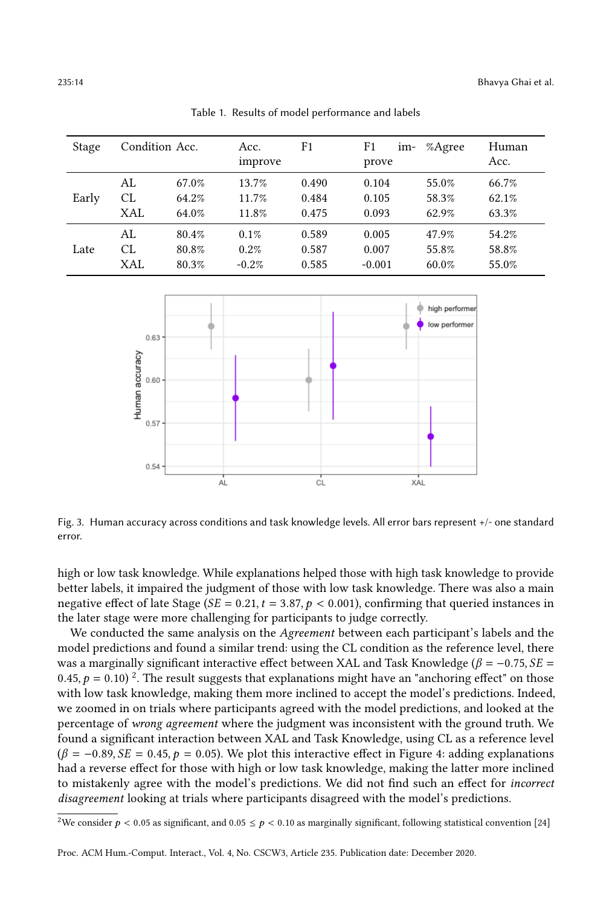Table 1. Results of model performance and labels

| Stage | Condition | Acc. | Acc. improve | F1 | F1 improve | %Agree | Human Acc. |
|---|---|---|---|---|---|---|---|
| Early | AL | 67.0% | 13.7% | 0.490 | 0.104 | 55.0% | 66.7% |
| | CL | 64.2% | 11.7% | 0.484 | 0.105 | 58.3% | 62.1% |
| | XAL | 64.0% | 11.8% | 0.475 | 0.093 | 62.9% | 63.3% |
| Late | AL | 80.4% | 0.1% | 0.589 | 0.005 | 47.9% | 54.2% |
| | CL | 80.8% | 0.2% | 0.587 | 0.007 | 55.8% | 58.8% |
| | XAL | 80.3% | -0.2% | 0.585 | -0.001 | 60.0% | 55.0% |

Fig. 3. Human accuracy across conditions and task knowledge levels. All error bars represent +/- one standard error.

high or low task knowledge. While explanations helped those with high task knowledge to provide better labels, it impaired the judgment of those with low task knowledge. There was also a main negative effect of late Stage ($SE = 0.21, t = 3.87, p < 0.001$), confirming that queried instances in the later stage were more challenging for participants to judge correctly.

We conducted the same analysis on the *Agreement* between each participant's labels and the model predictions and found a similar trend: using the CL condition as the reference level, there was a marginally significant interactive effect between XAL and Task Knowledge ($\beta = -0.75, SE = 0.45, p = 0.10$) [2]. The result suggests that explanations might have an "anchoring effect" on those with low task knowledge, making them more inclined to accept the model's predictions. Indeed, we zoomed in on trials where participants agreed with the model predictions, and looked at the percentage of *wrong agreement* where the judgment was inconsistent with the ground truth. We found a significant interaction between XAL and Task Knowledge, using CL as a reference level ($\beta = -0.89, SE = 0.45, p = 0.05$). We plot this interactive effect in Figure 4: adding explanations had a reverse effect for those with high or low task knowledge, making the latter more inclined to mistakenly agree with the model's predictions. We did not find such an effect for *incorrect disagreement* looking at trials where participants disagreed with the model's predictions.

[2] We consider $p < 0.05$ as significant, and $0.05 \leq p < 0.10$ as marginally significant, following statistical convention [24]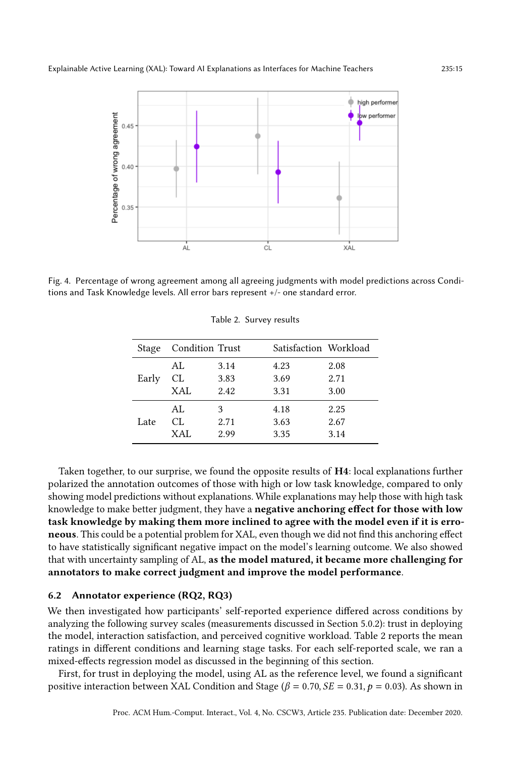Fig. 4. Percentage of wrong agreement among all agreeing judgments with model predictions across Conditions and Task Knowledge levels. All error bars represent +/- one standard error.

Table 2. Survey results

| Stage | Condition | Trust | Satisfaction | Workload |
|---|---|---|---|---|
| Early | AL | 3.14 | 4.23 | 2.08 |
| | CL | 3.83 | 3.69 | 2.71 |
| | XAL | 2.42 | 3.31 | 3.00 |
| Late | AL | 3 | 4.18 | 2.25 |
| | CL | 2.71 | 3.63 | 2.67 |
| | XAL | 2.99 | 3.35 | 3.14 |

Taken together, to our surprise, we found the opposite results of **H4**: local explanations further polarized the annotation outcomes of those with high or low task knowledge, compared to only showing model predictions without explanations. While explanations may help those with high task knowledge to make better judgment, they have a **negative anchoring effect for those with low task knowledge by making them more inclined to agree with the model even if it is erroneous**. This could be a potential problem for XAL, even though we did not find this anchoring effect to have statistically significant negative impact on the model's learning outcome. We also showed that with uncertainty sampling of AL, **as the model matured, it became more challenging for annotators to make correct judgment and improve the model performance**.

### 6.2 Annotator experience (RQ2, RQ3)

We then investigated how participants' self-reported experience differed across conditions by analyzing the following survey scales (measurements discussed in Section 5.0.2): trust in deploying the model, interaction satisfaction, and perceived cognitive workload. Table 2 reports the mean ratings in different conditions and learning stage tasks. For each self-reported scale, we ran a mixed-effects regression model as discussed in the beginning of this section.

First, for trust in deploying the model, using AL as the reference level, we found a significant positive interaction between XAL Condition and Stage ($\beta = 0.70, SE = 0.31, p = 0.03$). As shown in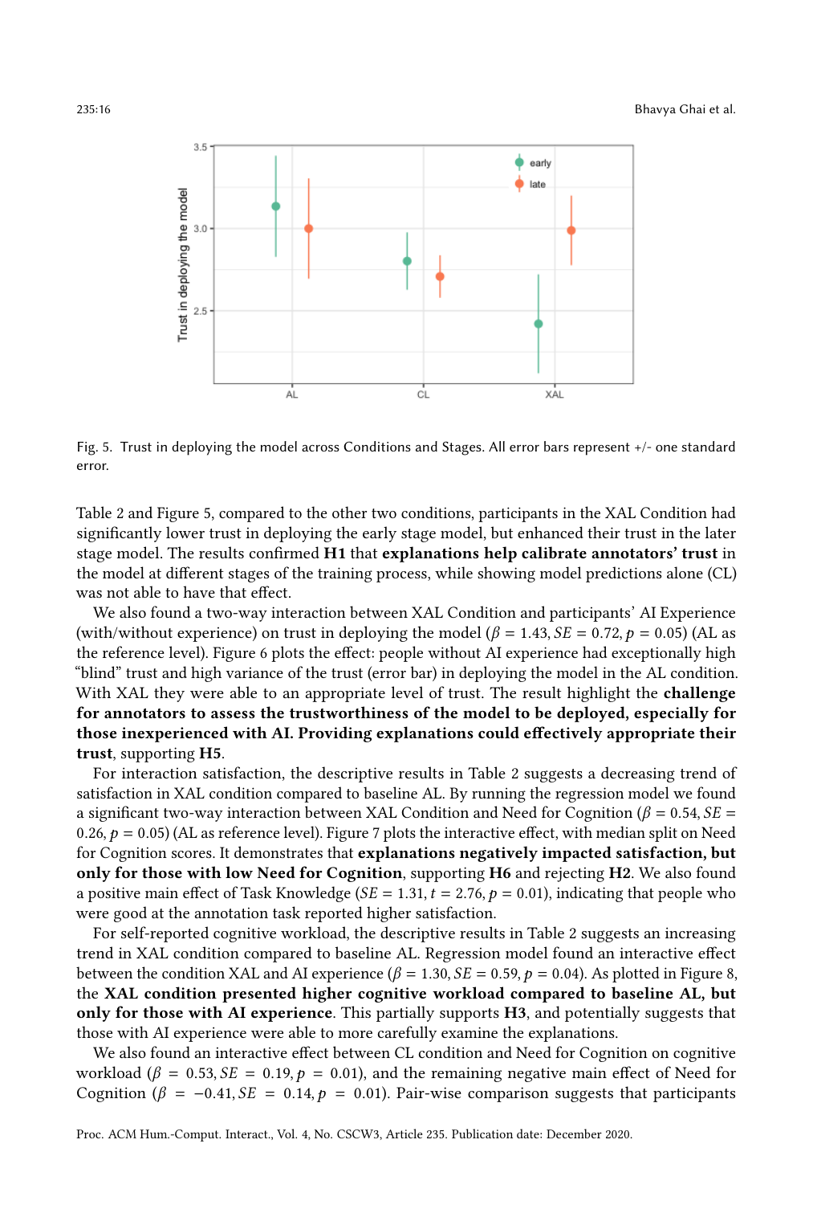Fig. 5. Trust in deploying the model across Conditions and Stages. All error bars represent +/- one standard error.

Table 2 and Figure 5, compared to the other two conditions, participants in the XAL Condition had significantly lower trust in deploying the early stage model, but enhanced their trust in the later stage model. The results confirmed **H1** that **explanations help calibrate annotators' trust** in the model at different stages of the training process, while showing model predictions alone (CL) was not able to have that effect.

We also found a two-way interaction between XAL Condition and participants' AI Experience (with/without experience) on trust in deploying the model ($\beta = 1.43, SE = 0.72, p = 0.05$) (AL as the reference level). Figure 6 plots the effect: people without AI experience had exceptionally high "blind" trust and high variance of the trust (error bar) in deploying the model in the AL condition. With XAL they were able to an appropriate level of trust. The result highlight the **challenge for annotators to assess the trustworthiness of the model to be deployed, especially for those inexperienced with AI. Providing explanations could effectively appropriate their trust**, supporting **H5**.

For interaction satisfaction, the descriptive results in Table 2 suggests a decreasing trend of satisfaction in XAL condition compared to baseline AL. By running the regression model we found a significant two-way interaction between XAL Condition and Need for Cognition ($\beta = 0.54, SE = 0.26, p = 0.05$) (AL as reference level). Figure 7 plots the interactive effect, with median split on Need for Cognition scores. It demonstrates that **explanations negatively impacted satisfaction, but only for those with low Need for Cognition**, supporting **H6** and rejecting **H2**. We also found a positive main effect of Task Knowledge ($SE = 1.31, t = 2.76, p = 0.01$), indicating that people who were good at the annotation task reported higher satisfaction.

For self-reported cognitive workload, the descriptive results in Table 2 suggests an increasing trend in XAL condition compared to baseline AL. Regression model found an interactive effect between the condition XAL and AI experience ($\beta = 1.30, SE = 0.59, p = 0.04$). As plotted in Figure 8, the **XAL condition presented higher cognitive workload compared to baseline AL, but only for those with AI experience**. This partially supports **H3**, and potentially suggests that those with AI experience were able to more carefully examine the explanations.

We also found an interactive effect between CL condition and Need for Cognition on cognitive workload ($\beta = 0.53, SE = 0.19, p = 0.01$), and the remaining negative main effect of Need for Cognition ($\beta = -0.41, SE = 0.14, p = 0.01$). Pair-wise comparison suggests that participants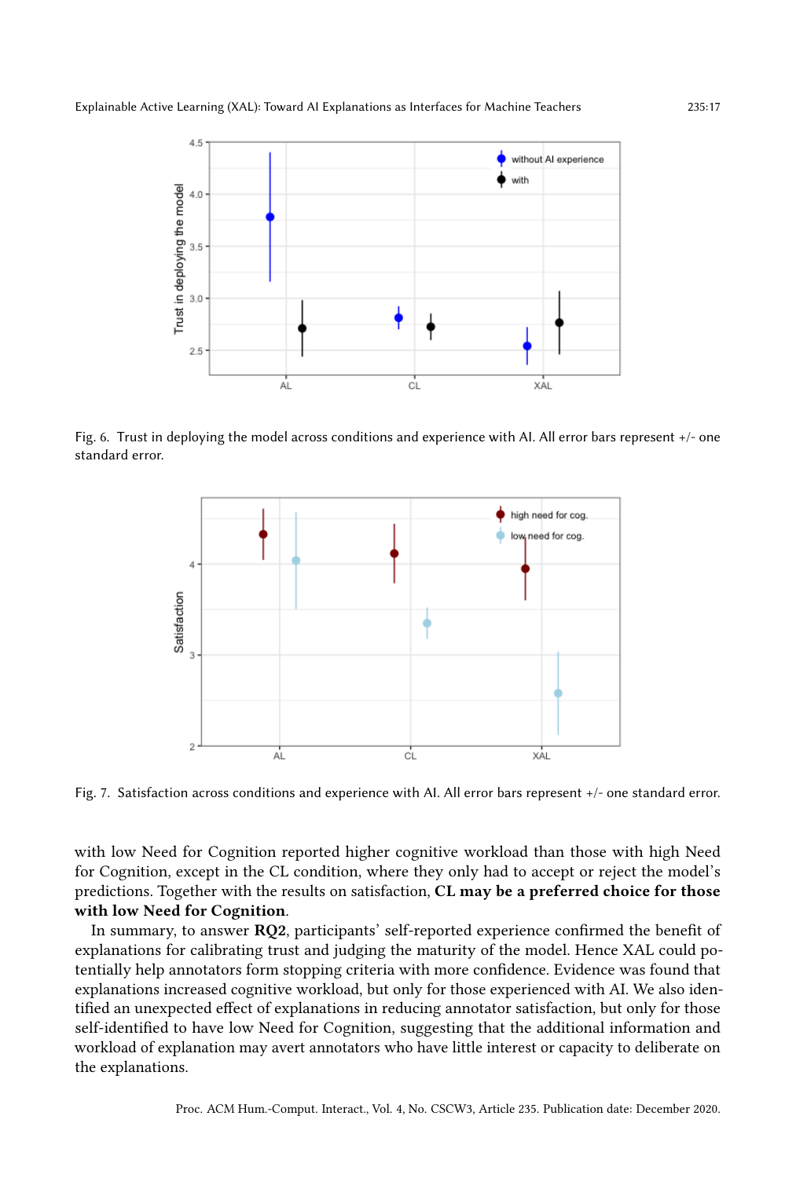Fig. 6. Trust in deploying the model across conditions and experience with AI. All error bars represent +/- one standard error.

Fig. 7. Satisfaction across conditions and experience with AI. All error bars represent +/- one standard error.

with low Need for Cognition reported higher cognitive workload than those with high Need for Cognition, except in the CL condition, where they only had to accept or reject the model's predictions. Together with the results on satisfaction, **CL may be a preferred choice for those with low Need for Cognition**.

In summary, to answer **RQ2**, participants' self-reported experience confirmed the benefit of explanations for calibrating trust and judging the maturity of the model. Hence XAL could potentially help annotators form stopping criteria with more confidence. Evidence was found that explanations increased cognitive workload, but only for those experienced with AI. We also identified an unexpected effect of explanations in reducing annotator satisfaction, but only for those self-identified to have low Need for Cognition, suggesting that the additional information and workload of explanation may avert annotators who have little interest or capacity to deliberate on the explanations.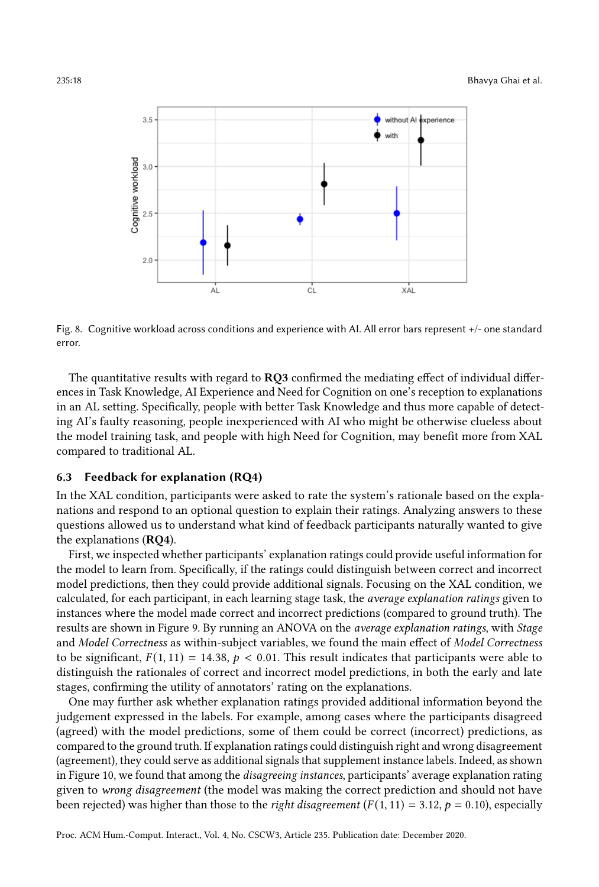Fig. 8. Cognitive workload across conditions and experience with AI. All error bars represent +/- one standard error.

The quantitative results with regard to **RQ3** confirmed the mediating effect of individual differences in Task Knowledge, AI Experience and Need for Cognition on one's reception to explanations in an AL setting. Specifically, people with better Task Knowledge and thus more capable of detecting AI's faulty reasoning, people inexperienced with AI who might be otherwise clueless about the model training task, and people with high Need for Cognition, may benefit more from XAL compared to traditional AL.

### 6.3 Feedback for explanation (RQ4)

In the XAL condition, participants were asked to rate the system's rationale based on the explanations and respond to an optional question to explain their ratings. Analyzing answers to these questions allowed us to understand what kind of feedback participants naturally wanted to give the explanations (**RQ4**).

First, we inspected whether participants' explanation ratings could provide useful information for the model to learn from. Specifically, if the ratings could distinguish between correct and incorrect model predictions, then they could provide additional signals. Focusing on the XAL condition, we calculated, for each participant, in each learning stage task, the *average explanation ratings* given to instances where the model made correct and incorrect predictions (compared to ground truth). The results are shown in Figure 9. By running an ANOVA on the *average explanation ratings*, with *Stage* and *Model Correctness* as within-subject variables, we found the main effect of *Model Correctness* to be significant, $F(1, 11) = 14.38$, $p < 0.01$. This result indicates that participants were able to distinguish the rationales of correct and incorrect model predictions, in both the early and late stages, confirming the utility of annotators' rating on the explanations.

One may further ask whether explanation ratings provided additional information beyond the judgement expressed in the labels. For example, among cases where the participants disagreed (agreed) with the model predictions, some of them could be correct (incorrect) predictions, as compared to the ground truth. If explanation ratings could distinguish right and wrong disagreement (agreement), they could serve as additional signals that supplement instance labels. Indeed, as shown in Figure 10, we found that among the *disagreeing instances*, participants' average explanation rating given to *wrong disagreement* (the model was making the correct prediction and should not have been rejected) was higher than those to the *right disagreement* ($F(1, 11) = 3.12$, $p = 0.10$), especially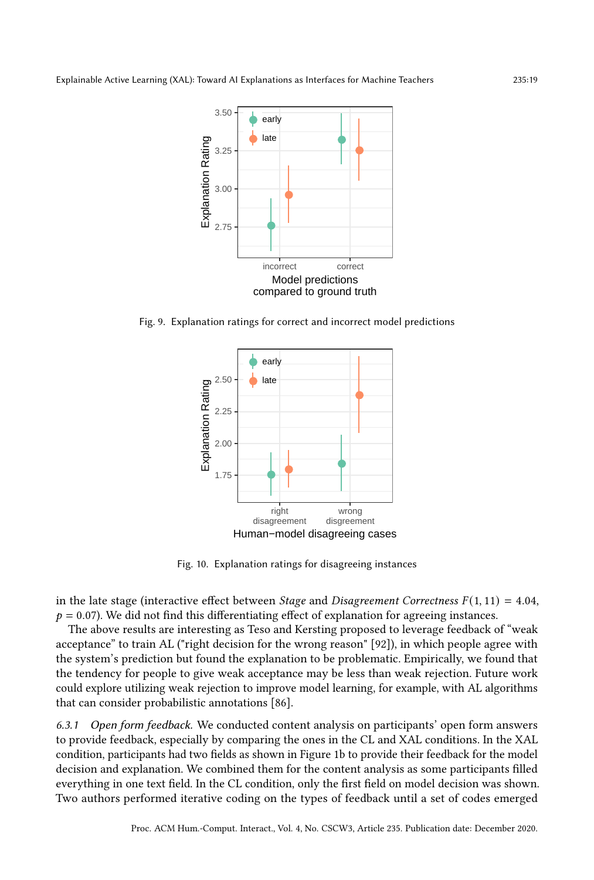Fig. 9. Explanation ratings for correct and incorrect model predictions

Fig. 10. Explanation ratings for disagreeing instances

in the late stage (interactive effect between *Stage* and *Disagreement Correctness* $F(1, 11) = 4.04$, $p = 0.07$). We did not find this differentiating effect of explanation for agreeing instances.

The above results are interesting as Teso and Kersting proposed to leverage feedback of "weak acceptance" to train AL ("right decision for the wrong reason" [92]), in which people agree with the system's prediction but found the explanation to be problematic. Empirically, we found that the tendency for people to give weak acceptance may be less than weak rejection. Future work could explore utilizing weak rejection to improve model learning, for example, with AL algorithms that can consider probabilistic annotations [86].

*6.3.1 Open form feedback.* We conducted content analysis on participants' open form answers to provide feedback, especially by comparing the ones in the CL and XAL conditions. In the XAL condition, participants had two fields as shown in Figure 1b to provide their feedback for the model decision and explanation. We combined them for the content analysis as some participants filled everything in one text field. In the CL condition, only the first field on model decision was shown. Two authors performed iterative coding on the types of feedback until a set of codes emerged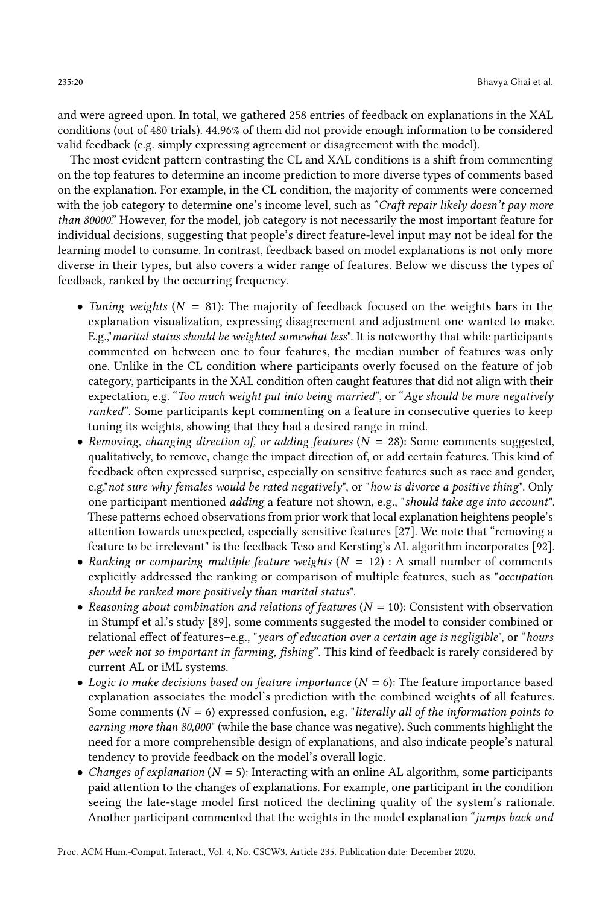and were agreed upon. In total, we gathered 258 entries of feedback on explanations in the XAL conditions (out of 480 trials). 44.96% of them did not provide enough information to be considered valid feedback (e.g. simply expressing agreement or disagreement with the model).

The most evident pattern contrasting the CL and XAL conditions is a shift from commenting on the top features to determine an income prediction to more diverse types of comments based on the explanation. For example, in the CL condition, the majority of comments were concerned with the job category to determine one's income level, such as "*Craft repair likely doesn't pay more than 80000.*" However, for the model, job category is not necessarily the most important feature for individual decisions, suggesting that people's direct feature-level input may not be ideal for the learning model to consume. In contrast, feedback based on model explanations is not only more diverse in their types, but also covers a wider range of features. Below we discuss the types of feedback, ranked by the occurring frequency.

- *Tuning weights* ($N = 81$): The majority of feedback focused on the weights bars in the explanation visualization, expressing disagreement and adjustment one wanted to make. E.g.,"*marital status should be weighted somewhat less*". It is noteworthy that while participants commented on between one to four features, the median number of features was only one. Unlike in the CL condition where participants overly focused on the feature of job category, participants in the XAL condition often caught features that did not align with their expectation, e.g. "*Too much weight put into being married*", or "*Age should be more negatively ranked*". Some participants kept commenting on a feature in consecutive queries to keep tuning its weights, showing that they had a desired range in mind.
- *Removing, changing direction of, or adding features* ($N = 28$): Some comments suggested, qualitatively, to remove, change the impact direction of, or add certain features. This kind of feedback often expressed surprise, especially on sensitive features such as race and gender, e.g."*not sure why females would be rated negatively*", or "*how is divorce a positive thing*". Only one participant mentioned *adding* a feature not shown, e.g., "*should take age into account*". These patterns echoed observations from prior work that local explanation heightens people's attention towards unexpected, especially sensitive features [27]. We note that "removing a feature to be irrelevant" is the feedback Teso and Kersting's AL algorithm incorporates [92].
- *Ranking or comparing multiple feature weights* ($N = 12$) : A small number of comments explicitly addressed the ranking or comparison of multiple features, such as "*occupation should be ranked more positively than marital status*".
- *Reasoning about combination and relations of features* ($N = 10$): Consistent with observation in Stumpf et al.'s study [89], some comments suggested the model to consider combined or relational effect of features–e.g., "*years of education over a certain age is negligible*", or "*hours per week not so important in farming, fishing*". This kind of feedback is rarely considered by current AL or iML systems.
- *Logic to make decisions based on feature importance* ($N = 6$): The feature importance based explanation associates the model's prediction with the combined weights of all features. Some comments ($N = 6$) expressed confusion, e.g. "*literally all of the information points to earning more than 80,000*" (while the base chance was negative). Such comments highlight the need for a more comprehensible design of explanations, and also indicate people's natural tendency to provide feedback on the model's overall logic.
- *Changes of explanation* ($N = 5$): Interacting with an online AL algorithm, some participants paid attention to the changes of explanations. For example, one participant in the condition seeing the late-stage model first noticed the declining quality of the system's rationale. Another participant commented that the weights in the model explanation "*jumps back and*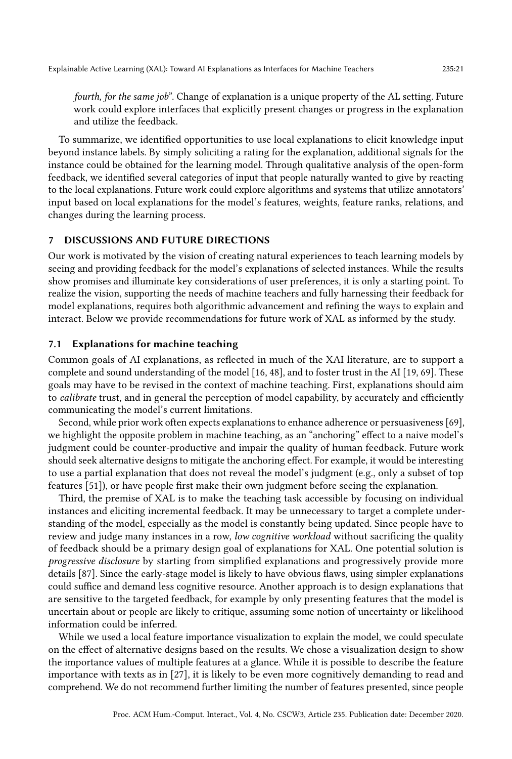*fourth, for the same job*". Change of explanation is a unique property of the AL setting. Future work could explore interfaces that explicitly present changes or progress in the explanation and utilize the feedback.

To summarize, we identified opportunities to use local explanations to elicit knowledge input beyond instance labels. By simply soliciting a rating for the explanation, additional signals for the instance could be obtained for the learning model. Through qualitative analysis of the open-form feedback, we identified several categories of input that people naturally wanted to give by reacting to the local explanations. Future work could explore algorithms and systems that utilize annotators' input based on local explanations for the model's features, weights, feature ranks, relations, and changes during the learning process.

## 7 DISCUSSIONS AND FUTURE DIRECTIONS

Our work is motivated by the vision of creating natural experiences to teach learning models by seeing and providing feedback for the model's explanations of selected instances. While the results show promises and illuminate key considerations of user preferences, it is only a starting point. To realize the vision, supporting the needs of machine teachers and fully harnessing their feedback for model explanations, requires both algorithmic advancement and refining the ways to explain and interact. Below we provide recommendations for future work of XAL as informed by the study.

### 7.1 Explanations for machine teaching

Common goals of AI explanations, as reflected in much of the XAI literature, are to support a complete and sound understanding of the model [16, 48], and to foster trust in the AI [19, 69]. These goals may have to be revised in the context of machine teaching. First, explanations should aim to *calibrate* trust, and in general the perception of model capability, by accurately and efficiently communicating the model's current limitations.

Second, while prior work often expects explanations to enhance adherence or persuasiveness [69], we highlight the opposite problem in machine teaching, as an "anchoring" effect to a naive model's judgment could be counter-productive and impair the quality of human feedback. Future work should seek alternative designs to mitigate the anchoring effect. For example, it would be interesting to use a partial explanation that does not reveal the model's judgment (e.g., only a subset of top features [51]), or have people first make their own judgment before seeing the explanation.

Third, the premise of XAL is to make the teaching task accessible by focusing on individual instances and eliciting incremental feedback. It may be unnecessary to target a complete understanding of the model, especially as the model is constantly being updated. Since people have to review and judge many instances in a row, *low cognitive workload* without sacrificing the quality of feedback should be a primary design goal of explanations for XAL. One potential solution is *progressive disclosure* by starting from simplified explanations and progressively provide more details [87]. Since the early-stage model is likely to have obvious flaws, using simpler explanations could suffice and demand less cognitive resource. Another approach is to design explanations that are sensitive to the targeted feedback, for example by only presenting features that the model is uncertain about or people are likely to critique, assuming some notion of uncertainty or likelihood information could be inferred.

While we used a local feature importance visualization to explain the model, we could speculate on the effect of alternative designs based on the results. We chose a visualization design to show the importance values of multiple features at a glance. While it is possible to describe the feature importance with texts as in [27], it is likely to be even more cognitively demanding to read and comprehend. We do not recommend further limiting the number of features presented, since people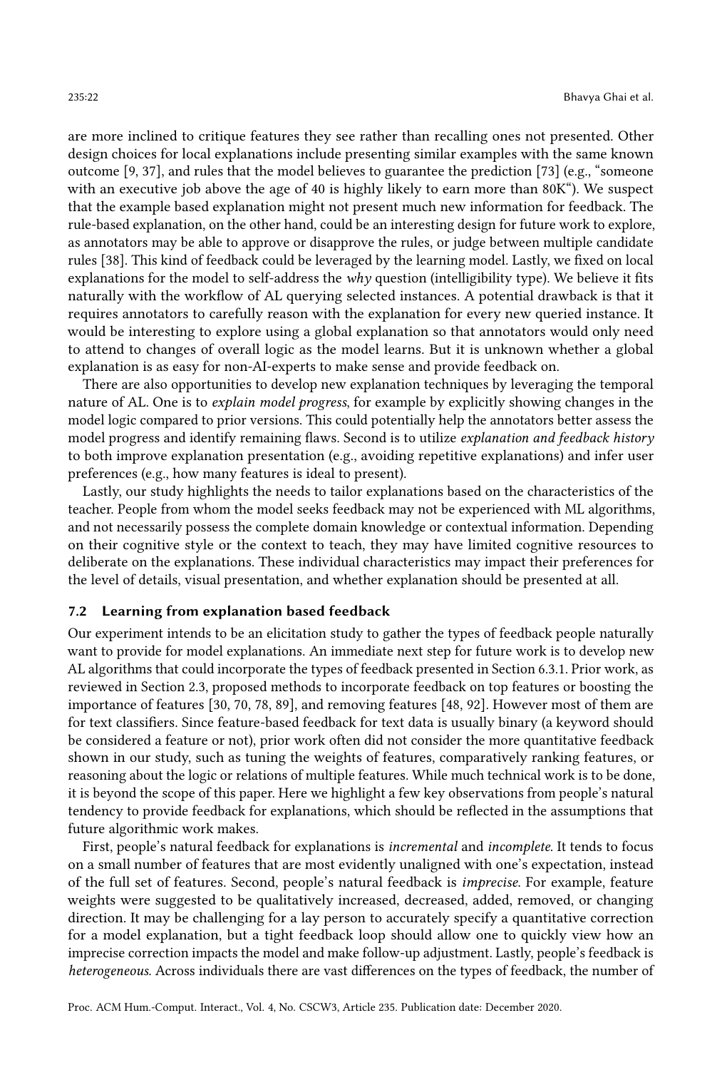are more inclined to critique features they see rather than recalling ones not presented. Other design choices for local explanations include presenting similar examples with the same known outcome [9, 37], and rules that the model believes to guarantee the prediction [73] (e.g., "someone with an executive job above the age of 40 is highly likely to earn more than 80K"). We suspect that the example based explanation might not present much new information for feedback. The rule-based explanation, on the other hand, could be an interesting design for future work to explore, as annotators may be able to approve or disapprove the rules, or judge between multiple candidate rules [38]. This kind of feedback could be leveraged by the learning model. Lastly, we fixed on local explanations for the model to self-address the *why* question (intelligibility type). We believe it fits naturally with the workflow of AL querying selected instances. A potential drawback is that it requires annotators to carefully reason with the explanation for every new queried instance. It would be interesting to explore using a global explanation so that annotators would only need to attend to changes of overall logic as the model learns. But it is unknown whether a global explanation is as easy for non-AI-experts to make sense and provide feedback on.

There are also opportunities to develop new explanation techniques by leveraging the temporal nature of AL. One is to *explain model progress*, for example by explicitly showing changes in the model logic compared to prior versions. This could potentially help the annotators better assess the model progress and identify remaining flaws. Second is to utilize *explanation and feedback history* to both improve explanation presentation (e.g., avoiding repetitive explanations) and infer user preferences (e.g., how many features is ideal to present).

Lastly, our study highlights the needs to tailor explanations based on the characteristics of the teacher. People from whom the model seeks feedback may not be experienced with ML algorithms, and not necessarily possess the complete domain knowledge or contextual information. Depending on their cognitive style or the context to teach, they may have limited cognitive resources to deliberate on the explanations. These individual characteristics may impact their preferences for the level of details, visual presentation, and whether explanation should be presented at all.

### 7.2 Learning from explanation based feedback

Our experiment intends to be an elicitation study to gather the types of feedback people naturally want to provide for model explanations. An immediate next step for future work is to develop new AL algorithms that could incorporate the types of feedback presented in Section 6.3.1. Prior work, as reviewed in Section 2.3, proposed methods to incorporate feedback on top features or boosting the importance of features [30, 70, 78, 89], and removing features [48, 92]. However most of them are for text classifiers. Since feature-based feedback for text data is usually binary (a keyword should be considered a feature or not), prior work often did not consider the more quantitative feedback shown in our study, such as tuning the weights of features, comparatively ranking features, or reasoning about the logic or relations of multiple features. While much technical work is to be done, it is beyond the scope of this paper. Here we highlight a few key observations from people's natural tendency to provide feedback for explanations, which should be reflected in the assumptions that future algorithmic work makes.

First, people's natural feedback for explanations is *incremental* and *incomplete*. It tends to focus on a small number of features that are most evidently unaligned with one's expectation, instead of the full set of features. Second, people's natural feedback is *imprecise*. For example, feature weights were suggested to be qualitatively increased, decreased, added, removed, or changing direction. It may be challenging for a lay person to accurately specify a quantitative correction for a model explanation, but a tight feedback loop should allow one to quickly view how an imprecise correction impacts the model and make follow-up adjustment. Lastly, people's feedback is *heterogeneous*. Across individuals there are vast differences on the types of feedback, the number of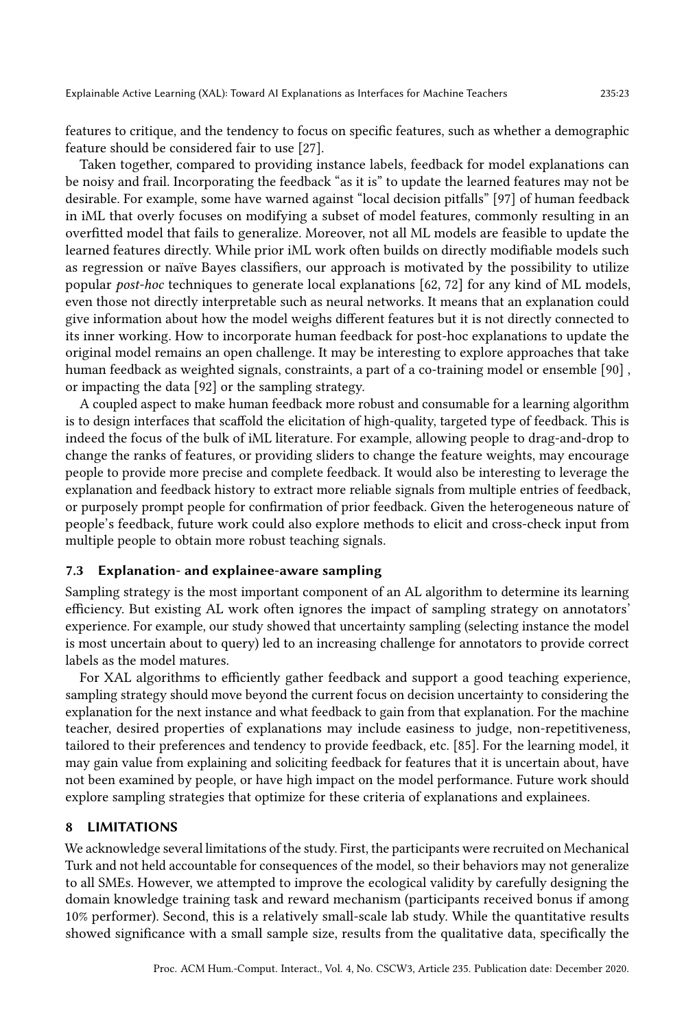features to critique, and the tendency to focus on specific features, such as whether a demographic feature should be considered fair to use [27].

Taken together, compared to providing instance labels, feedback for model explanations can be noisy and frail. Incorporating the feedback "as it is" to update the learned features may not be desirable. For example, some have warned against "local decision pitfalls" [97] of human feedback in iML that overly focuses on modifying a subset of model features, commonly resulting in an overfitted model that fails to generalize. Moreover, not all ML models are feasible to update the learned features directly. While prior iML work often builds on directly modifiable models such as regression or naïve Bayes classifiers, our approach is motivated by the possibility to utilize popular *post-hoc* techniques to generate local explanations [62, 72] for any kind of ML models, even those not directly interpretable such as neural networks. It means that an explanation could give information about how the model weighs different features but it is not directly connected to its inner working. How to incorporate human feedback for post-hoc explanations to update the original model remains an open challenge. It may be interesting to explore approaches that take human feedback as weighted signals, constraints, a part of a co-training model or ensemble [90] , or impacting the data [92] or the sampling strategy.

A coupled aspect to make human feedback more robust and consumable for a learning algorithm is to design interfaces that scaffold the elicitation of high-quality, targeted type of feedback. This is indeed the focus of the bulk of iML literature. For example, allowing people to drag-and-drop to change the ranks of features, or providing sliders to change the feature weights, may encourage people to provide more precise and complete feedback. It would also be interesting to leverage the explanation and feedback history to extract more reliable signals from multiple entries of feedback, or purposely prompt people for confirmation of prior feedback. Given the heterogeneous nature of people's feedback, future work could also explore methods to elicit and cross-check input from multiple people to obtain more robust teaching signals.

### 7.3 Explanation- and explainee-aware sampling

Sampling strategy is the most important component of an AL algorithm to determine its learning efficiency. But existing AL work often ignores the impact of sampling strategy on annotators' experience. For example, our study showed that uncertainty sampling (selecting instance the model is most uncertain about to query) led to an increasing challenge for annotators to provide correct labels as the model matures.

For XAL algorithms to efficiently gather feedback and support a good teaching experience, sampling strategy should move beyond the current focus on decision uncertainty to considering the explanation for the next instance and what feedback to gain from that explanation. For the machine teacher, desired properties of explanations may include easiness to judge, non-repetitiveness, tailored to their preferences and tendency to provide feedback, etc. [85]. For the learning model, it may gain value from explaining and soliciting feedback for features that it is uncertain about, have not been examined by people, or have high impact on the model performance. Future work should explore sampling strategies that optimize for these criteria of explanations and explainees.

## 8 LIMITATIONS

We acknowledge several limitations of the study. First, the participants were recruited on Mechanical Turk and not held accountable for consequences of the model, so their behaviors may not generalize to all SMEs. However, we attempted to improve the ecological validity by carefully designing the domain knowledge training task and reward mechanism (participants received bonus if among 10% performer). Second, this is a relatively small-scale lab study. While the quantitative results showed significance with a small sample size, results from the qualitative data, specifically the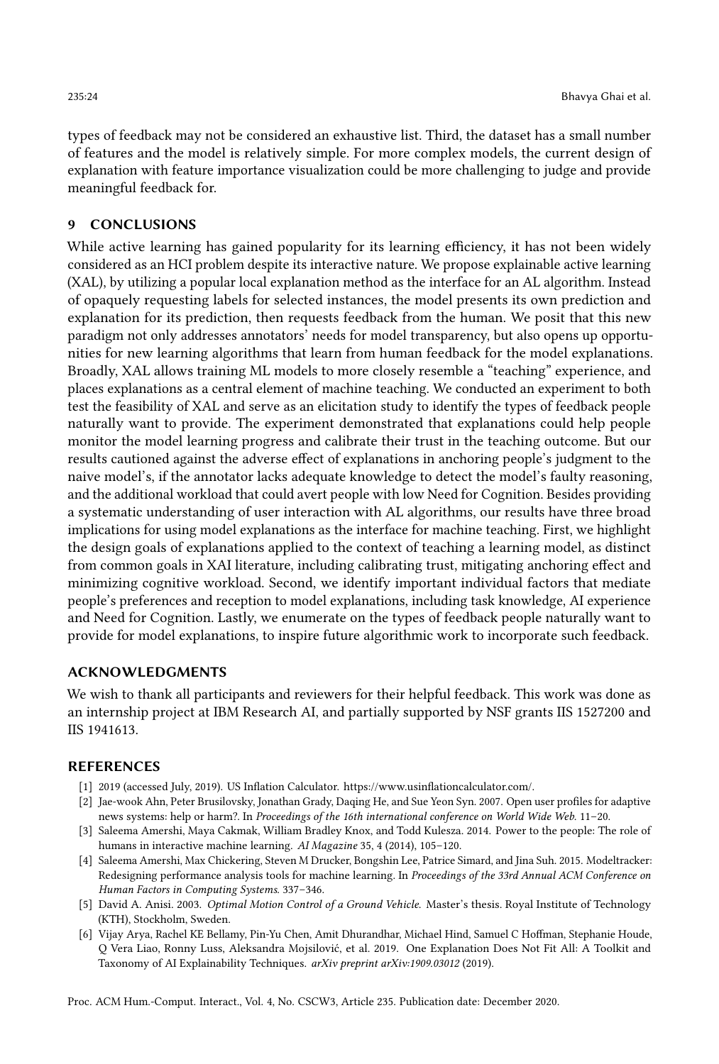types of feedback may not be considered an exhaustive list. Third, the dataset has a small number of features and the model is relatively simple. For more complex models, the current design of explanation with feature importance visualization could be more challenging to judge and provide meaningful feedback for.

## 9 CONCLUSIONS

While active learning has gained popularity for its learning efficiency, it has not been widely considered as an HCI problem despite its interactive nature. We propose explainable active learning (XAL), by utilizing a popular local explanation method as the interface for an AL algorithm. Instead of opaquely requesting labels for selected instances, the model presents its own prediction and explanation for its prediction, then requests feedback from the human. We posit that this new paradigm not only addresses annotators' needs for model transparency, but also opens up opportunities for new learning algorithms that learn from human feedback for the model explanations. Broadly, XAL allows training ML models to more closely resemble a "teaching" experience, and places explanations as a central element of machine teaching. We conducted an experiment to both test the feasibility of XAL and serve as an elicitation study to identify the types of feedback people naturally want to provide. The experiment demonstrated that explanations could help people monitor the model learning progress and calibrate their trust in the teaching outcome. But our results cautioned against the adverse effect of explanations in anchoring people's judgment to the naive model's, if the annotator lacks adequate knowledge to detect the model's faulty reasoning, and the additional workload that could avert people with low Need for Cognition. Besides providing a systematic understanding of user interaction with AL algorithms, our results have three broad implications for using model explanations as the interface for machine teaching. First, we highlight the design goals of explanations applied to the context of teaching a learning model, as distinct from common goals in XAI literature, including calibrating trust, mitigating anchoring effect and minimizing cognitive workload. Second, we identify important individual factors that mediate people's preferences and reception to model explanations, including task knowledge, AI experience and Need for Cognition. Lastly, we enumerate on the types of feedback people naturally want to provide for model explanations, to inspire future algorithmic work to incorporate such feedback.

## ACKNOWLEDGMENTS

We wish to thank all participants and reviewers for their helpful feedback. This work was done as an internship project at IBM Research AI, and partially supported by NSF grants IIS 1527200 and IIS 1941613.

## REFERENCES

[1] 2019 (accessed July, 2019). US Inflation Calculator. https://www.usinflationcalculator.com/.

[2] Jae-wook Ahn, Peter Brusilovsky, Jonathan Grady, Daqing He, and Sue Yeon Syn. 2007. Open user profiles for adaptive news systems: help or harm?. In *Proceedings of the 16th international conference on World Wide Web*. 11–20.

[3] Saleema Amershi, Maya Cakmak, William Bradley Knox, and Todd Kulesza. 2014. Power to the people: The role of humans in interactive machine learning. *AI Magazine* 35, 4 (2014), 105–120.

[4] Saleema Amershi, Max Chickering, Steven M Drucker, Bongshin Lee, Patrice Simard, and Jina Suh. 2015. Modeltracker: Redesigning performance analysis tools for machine learning. In *Proceedings of the 33rd Annual ACM Conference on Human Factors in Computing Systems*. 337–346.

[5] David A. Anisi. 2003. *Optimal Motion Control of a Ground Vehicle*. Master's thesis. Royal Institute of Technology (KTH), Stockholm, Sweden.

[6] Vijay Arya, Rachel KE Bellamy, Pin-Yu Chen, Amit Dhurandhar, Michael Hind, Samuel C Hoffman, Stephanie Houde, Q Vera Liao, Ronny Luss, Aleksandra Mojsilović, et al. 2019. One Explanation Does Not Fit All: A Toolkit and Taxonomy of AI Explainability Techniques. *arXiv preprint arXiv:1909.03012* (2019).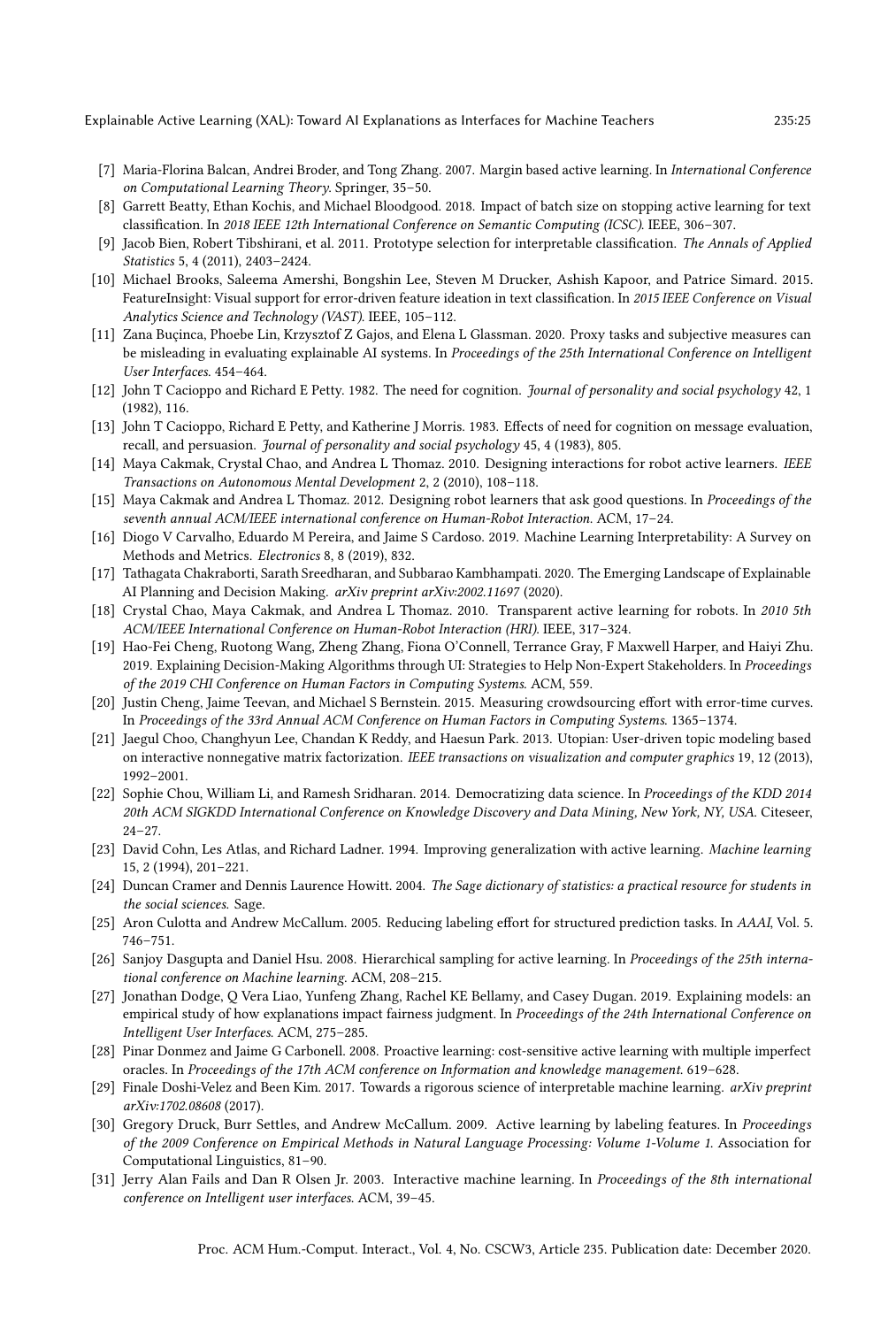- [7] Maria-Florina Balcan, Andrei Broder, and Tong Zhang. 2007. Margin based active learning. In *International Conference on Computational Learning Theory*. Springer, 35–50.
- [8] Garrett Beatty, Ethan Kochis, and Michael Bloodgood. 2018. Impact of batch size on stopping active learning for text classification. In *2018 IEEE 12th International Conference on Semantic Computing (ICSC)*. IEEE, 306–307.
- [9] Jacob Bien, Robert Tibshirani, et al. 2011. Prototype selection for interpretable classification. *The Annals of Applied Statistics* 5, 4 (2011), 2403–2424.
- [10] Michael Brooks, Saleema Amershi, Bongshin Lee, Steven M Drucker, Ashish Kapoor, and Patrice Simard. 2015. FeatureInsight: Visual support for error-driven feature ideation in text classification. In *2015 IEEE Conference on Visual Analytics Science and Technology (VAST)*. IEEE, 105–112.
- [11] Zana Buçinca, Phoebe Lin, Krzysztof Z Gajos, and Elena L Glassman. 2020. Proxy tasks and subjective measures can be misleading in evaluating explainable AI systems. In *Proceedings of the 25th International Conference on Intelligent User Interfaces*. 454–464.
- [12] John T Cacioppo and Richard E Petty. 1982. The need for cognition. *Journal of personality and social psychology* 42, 1 (1982), 116.
- [13] John T Cacioppo, Richard E Petty, and Katherine J Morris. 1983. Effects of need for cognition on message evaluation, recall, and persuasion. *Journal of personality and social psychology* 45, 4 (1983), 805.
- [14] Maya Cakmak, Crystal Chao, and Andrea L Thomaz. 2010. Designing interactions for robot active learners. *IEEE Transactions on Autonomous Mental Development* 2, 2 (2010), 108–118.
- [15] Maya Cakmak and Andrea L Thomaz. 2012. Designing robot learners that ask good questions. In *Proceedings of the seventh annual ACM/IEEE international conference on Human-Robot Interaction*. ACM, 17–24.
- [16] Diogo V Carvalho, Eduardo M Pereira, and Jaime S Cardoso. 2019. Machine Learning Interpretability: A Survey on Methods and Metrics. *Electronics* 8, 8 (2019), 832.
- [17] Tathagata Chakraborti, Sarath Sreedharan, and Subbarao Kambhampati. 2020. The Emerging Landscape of Explainable AI Planning and Decision Making. *arXiv preprint arXiv:2002.11697* (2020).
- [18] Crystal Chao, Maya Cakmak, and Andrea L Thomaz. 2010. Transparent active learning for robots. In *2010 5th ACM/IEEE International Conference on Human-Robot Interaction (HRI)*. IEEE, 317–324.
- [19] Hao-Fei Cheng, Ruotong Wang, Zheng Zhang, Fiona O'Connell, Terrance Gray, F Maxwell Harper, and Haiyi Zhu. 2019. Explaining Decision-Making Algorithms through UI: Strategies to Help Non-Expert Stakeholders. In *Proceedings of the 2019 CHI Conference on Human Factors in Computing Systems*. ACM, 559.
- [20] Justin Cheng, Jaime Teevan, and Michael S Bernstein. 2015. Measuring crowdsourcing effort with error-time curves. In *Proceedings of the 33rd Annual ACM Conference on Human Factors in Computing Systems*. 1365–1374.
- [21] Jaegul Choo, Changhyun Lee, Chandan K Reddy, and Haesun Park. 2013. Utopian: User-driven topic modeling based on interactive nonnegative matrix factorization. *IEEE transactions on visualization and computer graphics* 19, 12 (2013), 1992–2001.
- [22] Sophie Chou, William Li, and Ramesh Sridharan. 2014. Democratizing data science. In *Proceedings of the KDD 2014 20th ACM SIGKDD International Conference on Knowledge Discovery and Data Mining, New York, NY, USA*. Citeseer, 24–27.
- [23] David Cohn, Les Atlas, and Richard Ladner. 1994. Improving generalization with active learning. *Machine learning* 15, 2 (1994), 201–221.
- [24] Duncan Cramer and Dennis Laurence Howitt. 2004. *The Sage dictionary of statistics: a practical resource for students in the social sciences*. Sage.
- [25] Aron Culotta and Andrew McCallum. 2005. Reducing labeling effort for structured prediction tasks. In *AAAI*, Vol. 5. 746–751.
- [26] Sanjoy Dasgupta and Daniel Hsu. 2008. Hierarchical sampling for active learning. In *Proceedings of the 25th international conference on Machine learning*. ACM, 208–215.
- [27] Jonathan Dodge, Q Vera Liao, Yunfeng Zhang, Rachel KE Bellamy, and Casey Dugan. 2019. Explaining models: an empirical study of how explanations impact fairness judgment. In *Proceedings of the 24th International Conference on Intelligent User Interfaces*. ACM, 275–285.
- [28] Pinar Donmez and Jaime G Carbonell. 2008. Proactive learning: cost-sensitive active learning with multiple imperfect oracles. In *Proceedings of the 17th ACM conference on Information and knowledge management*. 619–628.
- [29] Finale Doshi-Velez and Been Kim. 2017. Towards a rigorous science of interpretable machine learning. *arXiv preprint arXiv:1702.08608* (2017).
- [30] Gregory Druck, Burr Settles, and Andrew McCallum. 2009. Active learning by labeling features. In *Proceedings of the 2009 Conference on Empirical Methods in Natural Language Processing: Volume 1-Volume 1*. Association for Computational Linguistics, 81–90.
- [31] Jerry Alan Fails and Dan R Olsen Jr. 2003. Interactive machine learning. In *Proceedings of the 8th international conference on Intelligent user interfaces*. ACM, 39–45.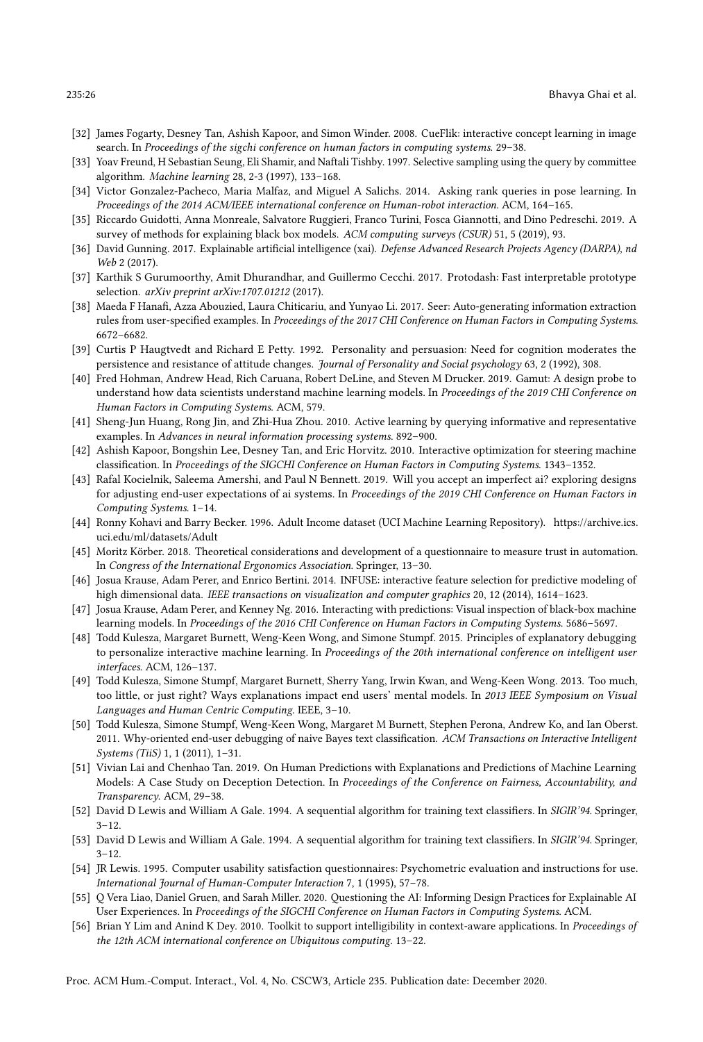[32] James Fogarty, Desney Tan, Ashish Kapoor, and Simon Winder. 2008. CueFlik: interactive concept learning in image search. In *Proceedings of the sigchi conference on human factors in computing systems*. 29–38.

[33] Yoav Freund, H Sebastian Seung, Eli Shamir, and Naftali Tishby. 1997. Selective sampling using the query by committee algorithm. *Machine learning* 28, 2-3 (1997), 133–168.

[34] Victor Gonzalez-Pacheco, Maria Malfaz, and Miguel A Salichs. 2014. Asking rank queries in pose learning. In *Proceedings of the 2014 ACM/IEEE international conference on Human-robot interaction*. ACM, 164–165.

[35] Riccardo Guidotti, Anna Monreale, Salvatore Ruggieri, Franco Turini, Fosca Giannotti, and Dino Pedreschi. 2019. A survey of methods for explaining black box models. *ACM computing surveys (CSUR)* 51, 5 (2019), 93.

[36] David Gunning. 2017. Explainable artificial intelligence (xai). *Defense Advanced Research Projects Agency (DARPA), nd Web* 2 (2017).

[37] Karthik S Gurumoorthy, Amit Dhurandhar, and Guillermo Cecchi. 2017. Protodash: Fast interpretable prototype selection. *arXiv preprint arXiv:1707.01212* (2017).

[38] Maeda F Hanafi, Azza Abouzied, Laura Chiticariu, and Yunyao Li. 2017. Seer: Auto-generating information extraction rules from user-specified examples. In *Proceedings of the 2017 CHI Conference on Human Factors in Computing Systems*. 6672–6682.

[39] Curtis P Haugtvedt and Richard E Petty. 1992. Personality and persuasion: Need for cognition moderates the persistence and resistance of attitude changes. *Journal of Personality and Social psychology* 63, 2 (1992), 308.

[40] Fred Hohman, Andrew Head, Rich Caruana, Robert DeLine, and Steven M Drucker. 2019. Gamut: A design probe to understand how data scientists understand machine learning models. In *Proceedings of the 2019 CHI Conference on Human Factors in Computing Systems*. ACM, 579.

[41] Sheng-Jun Huang, Rong Jin, and Zhi-Hua Zhou. 2010. Active learning by querying informative and representative examples. In *Advances in neural information processing systems*. 892–900.

[42] Ashish Kapoor, Bongshin Lee, Desney Tan, and Eric Horvitz. 2010. Interactive optimization for steering machine classification. In *Proceedings of the SIGCHI Conference on Human Factors in Computing Systems*. 1343–1352.

[43] Rafal Kocielnik, Saleema Amershi, and Paul N Bennett. 2019. Will you accept an imperfect ai? exploring designs for adjusting end-user expectations of ai systems. In *Proceedings of the 2019 CHI Conference on Human Factors in Computing Systems*. 1–14.

[44] Ronny Kohavi and Barry Becker. 1996. Adult Income dataset (UCI Machine Learning Repository). https://archive.ics.uci.edu/ml/datasets/Adult

[45] Moritz Körber. 2018. Theoretical considerations and development of a questionnaire to measure trust in automation. In *Congress of the International Ergonomics Association*. Springer, 13–30.

[46] Josua Krause, Adam Perer, and Enrico Bertini. 2014. INFUSE: interactive feature selection for predictive modeling of high dimensional data. *IEEE transactions on visualization and computer graphics* 20, 12 (2014), 1614–1623.

[47] Josua Krause, Adam Perer, and Kenney Ng. 2016. Interacting with predictions: Visual inspection of black-box machine learning models. In *Proceedings of the 2016 CHI Conference on Human Factors in Computing Systems*. 5686–5697.

[48] Todd Kulesza, Margaret Burnett, Weng-Keen Wong, and Simone Stumpf. 2015. Principles of explanatory debugging to personalize interactive machine learning. In *Proceedings of the 20th international conference on intelligent user interfaces*. ACM, 126–137.

[49] Todd Kulesza, Simone Stumpf, Margaret Burnett, Sherry Yang, Irwin Kwan, and Weng-Keen Wong. 2013. Too much, too little, or just right? Ways explanations impact end users' mental models. In *2013 IEEE Symposium on Visual Languages and Human Centric Computing*. IEEE, 3–10.

[50] Todd Kulesza, Simone Stumpf, Weng-Keen Wong, Margaret M Burnett, Stephen Perona, Andrew Ko, and Ian Oberst. 2011. Why-oriented end-user debugging of naive Bayes text classification. *ACM Transactions on Interactive Intelligent Systems (TiiS)* 1, 1 (2011), 1–31.

[51] Vivian Lai and Chenhao Tan. 2019. On Human Predictions with Explanations and Predictions of Machine Learning Models: A Case Study on Deception Detection. In *Proceedings of the Conference on Fairness, Accountability, and Transparency*. ACM, 29–38.

[52] David D Lewis and William A Gale. 1994. A sequential algorithm for training text classifiers. In *SIGIR'94*. Springer, 3–12.

[53] David D Lewis and William A Gale. 1994. A sequential algorithm for training text classifiers. In *SIGIR'94*. Springer, 3–12.

[54] JR Lewis. 1995. Computer usability satisfaction questionnaires: Psychometric evaluation and instructions for use. *International Journal of Human-Computer Interaction* 7, 1 (1995), 57–78.

[55] Q Vera Liao, Daniel Gruen, and Sarah Miller. 2020. Questioning the AI: Informing Design Practices for Explainable AI User Experiences. In *Proceedings of the SIGCHI Conference on Human Factors in Computing Systems*. ACM.

[56] Brian Y Lim and Anind K Dey. 2010. Toolkit to support intelligibility in context-aware applications. In *Proceedings of the 12th ACM international conference on Ubiquitous computing*. 13–22.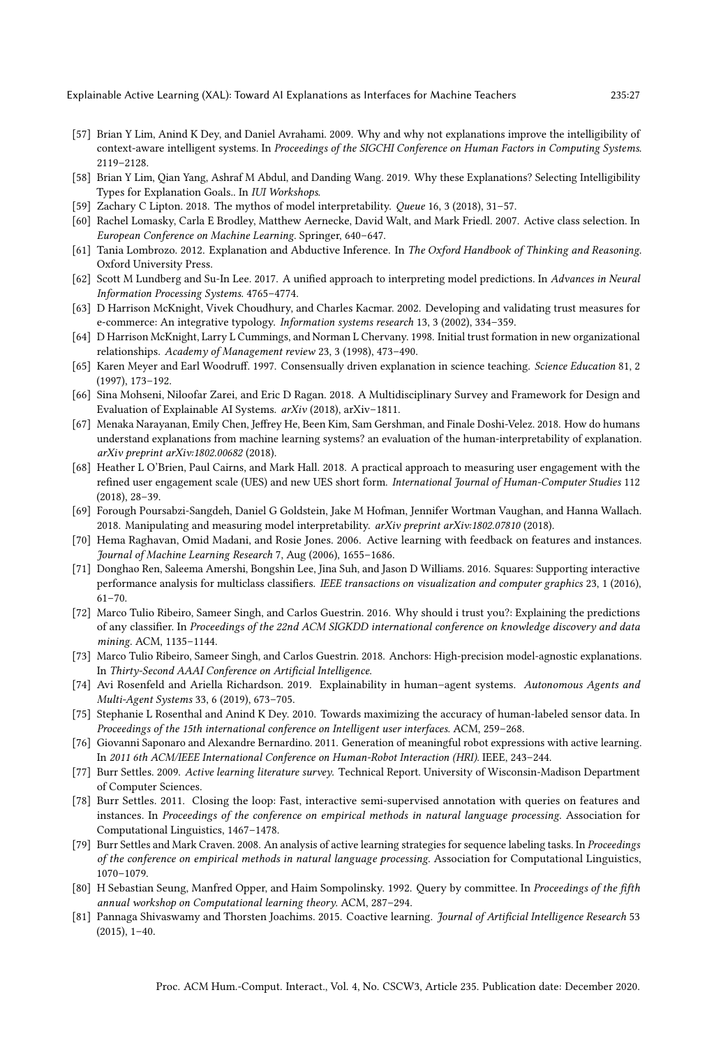- [57] Brian Y Lim, Anind K Dey, and Daniel Avrahami. 2009. Why and why not explanations improve the intelligibility of context-aware intelligent systems. In *Proceedings of the SIGCHI Conference on Human Factors in Computing Systems*. 2119–2128.
- [58] Brian Y Lim, Qian Yang, Ashraf M Abdul, and Danding Wang. 2019. Why these Explanations? Selecting Intelligibility Types for Explanation Goals.. In *IUI Workshops*.
- [59] Zachary C Lipton. 2018. The mythos of model interpretability. *Queue* 16, 3 (2018), 31–57.
- [60] Rachel Lomasky, Carla E Brodley, Matthew Aernecke, David Walt, and Mark Friedl. 2007. Active class selection. In *European Conference on Machine Learning*. Springer, 640–647.
- [61] Tania Lombrozo. 2012. Explanation and Abductive Inference. In *The Oxford Handbook of Thinking and Reasoning*. Oxford University Press.
- [62] Scott M Lundberg and Su-In Lee. 2017. A unified approach to interpreting model predictions. In *Advances in Neural Information Processing Systems*. 4765–4774.
- [63] D Harrison McKnight, Vivek Choudhury, and Charles Kacmar. 2002. Developing and validating trust measures for e-commerce: An integrative typology. *Information systems research* 13, 3 (2002), 334–359.
- [64] D Harrison McKnight, Larry L Cummings, and Norman L Chervany. 1998. Initial trust formation in new organizational relationships. *Academy of Management review* 23, 3 (1998), 473–490.
- [65] Karen Meyer and Earl Woodruff. 1997. Consensually driven explanation in science teaching. *Science Education* 81, 2 (1997), 173–192.
- [66] Sina Mohseni, Niloofar Zarei, and Eric D Ragan. 2018. A Multidisciplinary Survey and Framework for Design and Evaluation of Explainable AI Systems. *arXiv* (2018), arXiv–1811.
- [67] Menaka Narayanan, Emily Chen, Jeffrey He, Been Kim, Sam Gershman, and Finale Doshi-Velez. 2018. How do humans understand explanations from machine learning systems? an evaluation of the human-interpretability of explanation. *arXiv preprint arXiv:1802.00682* (2018).
- [68] Heather L O'Brien, Paul Cairns, and Mark Hall. 2018. A practical approach to measuring user engagement with the refined user engagement scale (UES) and new UES short form. *International Journal of Human-Computer Studies* 112 (2018), 28–39.
- [69] Forough Poursabzi-Sangdeh, Daniel G Goldstein, Jake M Hofman, Jennifer Wortman Vaughan, and Hanna Wallach. 2018. Manipulating and measuring model interpretability. *arXiv preprint arXiv:1802.07810* (2018).
- [70] Hema Raghavan, Omid Madani, and Rosie Jones. 2006. Active learning with feedback on features and instances. *Journal of Machine Learning Research* 7, Aug (2006), 1655–1686.
- [71] Donghao Ren, Saleema Amershi, Bongshin Lee, Jina Suh, and Jason D Williams. 2016. Squares: Supporting interactive performance analysis for multiclass classifiers. *IEEE transactions on visualization and computer graphics* 23, 1 (2016), 61–70.
- [72] Marco Tulio Ribeiro, Sameer Singh, and Carlos Guestrin. 2016. Why should i trust you?: Explaining the predictions of any classifier. In *Proceedings of the 22nd ACM SIGKDD international conference on knowledge discovery and data mining*. ACM, 1135–1144.
- [73] Marco Tulio Ribeiro, Sameer Singh, and Carlos Guestrin. 2018. Anchors: High-precision model-agnostic explanations. In *Thirty-Second AAAI Conference on Artificial Intelligence*.
- [74] Avi Rosenfeld and Ariella Richardson. 2019. Explainability in human–agent systems. *Autonomous Agents and Multi-Agent Systems* 33, 6 (2019), 673–705.
- [75] Stephanie L Rosenthal and Anind K Dey. 2010. Towards maximizing the accuracy of human-labeled sensor data. In *Proceedings of the 15th international conference on Intelligent user interfaces*. ACM, 259–268.
- [76] Giovanni Saponaro and Alexandre Bernardino. 2011. Generation of meaningful robot expressions with active learning. In *2011 6th ACM/IEEE International Conference on Human-Robot Interaction (HRI)*. IEEE, 243–244.
- [77] Burr Settles. 2009. *Active learning literature survey*. Technical Report. University of Wisconsin-Madison Department of Computer Sciences.
- [78] Burr Settles. 2011. Closing the loop: Fast, interactive semi-supervised annotation with queries on features and instances. In *Proceedings of the conference on empirical methods in natural language processing*. Association for Computational Linguistics, 1467–1478.
- [79] Burr Settles and Mark Craven. 2008. An analysis of active learning strategies for sequence labeling tasks. In *Proceedings of the conference on empirical methods in natural language processing*. Association for Computational Linguistics, 1070–1079.
- [80] H Sebastian Seung, Manfred Opper, and Haim Sompolinsky. 1992. Query by committee. In *Proceedings of the fifth annual workshop on Computational learning theory*. ACM, 287–294.
- [81] Pannaga Shivaswamy and Thorsten Joachims. 2015. Coactive learning. *Journal of Artificial Intelligence Research* 53 (2015), 1–40.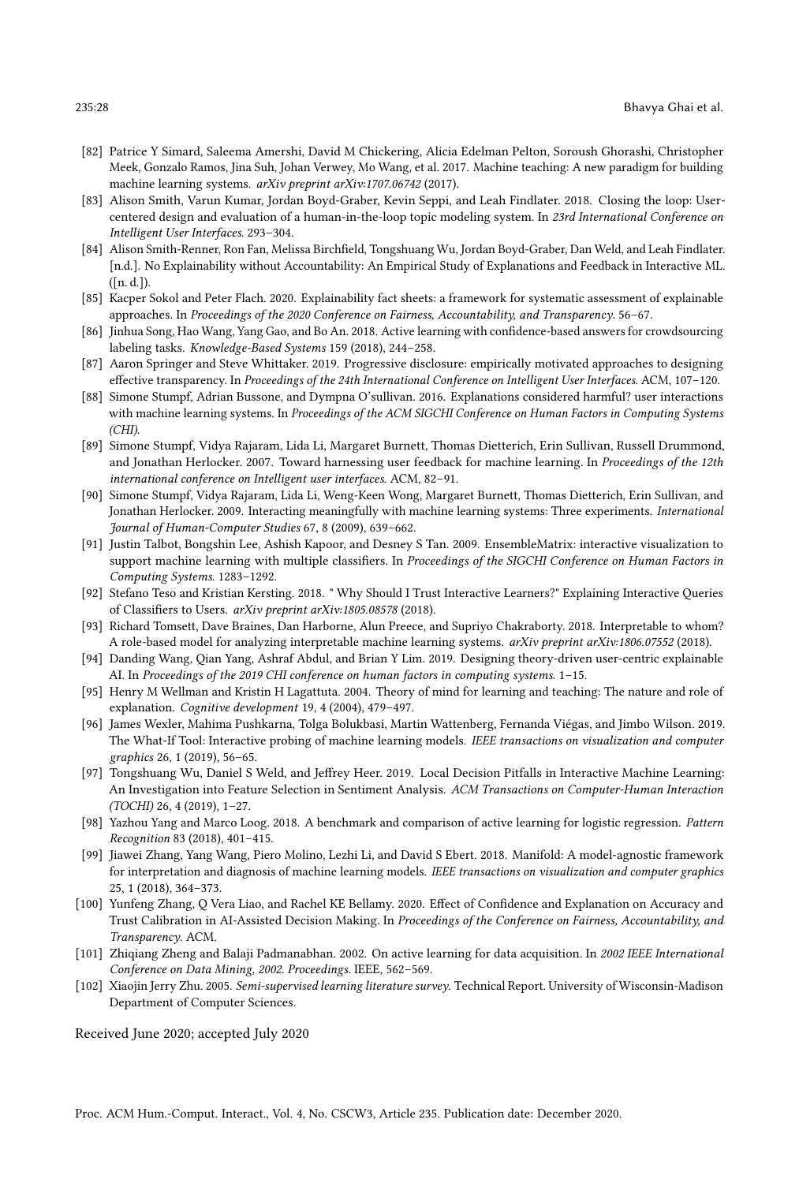[82] Patrice Y Simard, Saleema Amershi, David M Chickering, Alicia Edelman Pelton, Soroush Ghorashi, Christopher Meek, Gonzalo Ramos, Jina Suh, Johan Verwey, Mo Wang, et al. 2017. Machine teaching: A new paradigm for building machine learning systems. *arXiv preprint arXiv:1707.06742* (2017).

[83] Alison Smith, Varun Kumar, Jordan Boyd-Graber, Kevin Seppi, and Leah Findlater. 2018. Closing the loop: User-centered design and evaluation of a human-in-the-loop topic modeling system. In *23rd International Conference on Intelligent User Interfaces*. 293–304.

[84] Alison Smith-Renner, Ron Fan, Melissa Birchfield, Tongshuang Wu, Jordan Boyd-Graber, Dan Weld, and Leah Findlater. [n.d.]. No Explainability without Accountability: An Empirical Study of Explanations and Feedback in Interactive ML. ([n. d.]).

[85] Kacper Sokol and Peter Flach. 2020. Explainability fact sheets: a framework for systematic assessment of explainable approaches. In *Proceedings of the 2020 Conference on Fairness, Accountability, and Transparency*. 56–67.

[86] Jinhua Song, Hao Wang, Yang Gao, and Bo An. 2018. Active learning with confidence-based answers for crowdsourcing labeling tasks. *Knowledge-Based Systems* 159 (2018), 244–258.

[87] Aaron Springer and Steve Whittaker. 2019. Progressive disclosure: empirically motivated approaches to designing effective transparency. In *Proceedings of the 24th International Conference on Intelligent User Interfaces*. ACM, 107–120.

[88] Simone Stumpf, Adrian Bussone, and Dympna O'sullivan. 2016. Explanations considered harmful? user interactions with machine learning systems. In *Proceedings of the ACM SIGCHI Conference on Human Factors in Computing Systems (CHI)*.

[89] Simone Stumpf, Vidya Rajaram, Lida Li, Margaret Burnett, Thomas Dietterich, Erin Sullivan, Russell Drummond, and Jonathan Herlocker. 2007. Toward harnessing user feedback for machine learning. In *Proceedings of the 12th international conference on Intelligent user interfaces*. ACM, 82–91.

[90] Simone Stumpf, Vidya Rajaram, Lida Li, Weng-Keen Wong, Margaret Burnett, Thomas Dietterich, Erin Sullivan, and Jonathan Herlocker. 2009. Interacting meaningfully with machine learning systems: Three experiments. *International Journal of Human-Computer Studies* 67, 8 (2009), 639–662.

[91] Justin Talbot, Bongshin Lee, Ashish Kapoor, and Desney S Tan. 2009. EnsembleMatrix: interactive visualization to support machine learning with multiple classifiers. In *Proceedings of the SIGCHI Conference on Human Factors in Computing Systems*. 1283–1292.

[92] Stefano Teso and Kristian Kersting. 2018. " Why Should I Trust Interactive Learners?" Explaining Interactive Queries of Classifiers to Users. *arXiv preprint arXiv:1805.08578* (2018).

[93] Richard Tomsett, Dave Braines, Dan Harborne, Alun Preece, and Supriyo Chakraborty. 2018. Interpretable to whom? A role-based model for analyzing interpretable machine learning systems. *arXiv preprint arXiv:1806.07552* (2018).

[94] Danding Wang, Qian Yang, Ashraf Abdul, and Brian Y Lim. 2019. Designing theory-driven user-centric explainable AI. In *Proceedings of the 2019 CHI conference on human factors in computing systems*. 1–15.

[95] Henry M Wellman and Kristin H Lagattuta. 2004. Theory of mind for learning and teaching: The nature and role of explanation. *Cognitive development* 19, 4 (2004), 479–497.

[96] James Wexler, Mahima Pushkarna, Tolga Bolukbasi, Martin Wattenberg, Fernanda Viégas, and Jimbo Wilson. 2019. The What-If Tool: Interactive probing of machine learning models. *IEEE transactions on visualization and computer graphics* 26, 1 (2019), 56–65.

[97] Tongshuang Wu, Daniel S Weld, and Jeffrey Heer. 2019. Local Decision Pitfalls in Interactive Machine Learning: An Investigation into Feature Selection in Sentiment Analysis. *ACM Transactions on Computer-Human Interaction (TOCHI)* 26, 4 (2019), 1–27.

[98] Yazhou Yang and Marco Loog. 2018. A benchmark and comparison of active learning for logistic regression. *Pattern Recognition* 83 (2018), 401–415.

[99] Jiawei Zhang, Yang Wang, Piero Molino, Lezhi Li, and David S Ebert. 2018. Manifold: A model-agnostic framework for interpretation and diagnosis of machine learning models. *IEEE transactions on visualization and computer graphics* 25, 1 (2018), 364–373.

[100] Yunfeng Zhang, Q Vera Liao, and Rachel KE Bellamy. 2020. Effect of Confidence and Explanation on Accuracy and Trust Calibration in AI-Assisted Decision Making. In *Proceedings of the Conference on Fairness, Accountability, and Transparency*. ACM.

[101] Zhiqiang Zheng and Balaji Padmanabhan. 2002. On active learning for data acquisition. In *2002 IEEE International Conference on Data Mining, 2002. Proceedings*. IEEE, 562–569.

[102] Xiaojin Jerry Zhu. 2005. *Semi-supervised learning literature survey*. Technical Report. University of Wisconsin-Madison Department of Computer Sciences.

Received June 2020; accepted July 2020